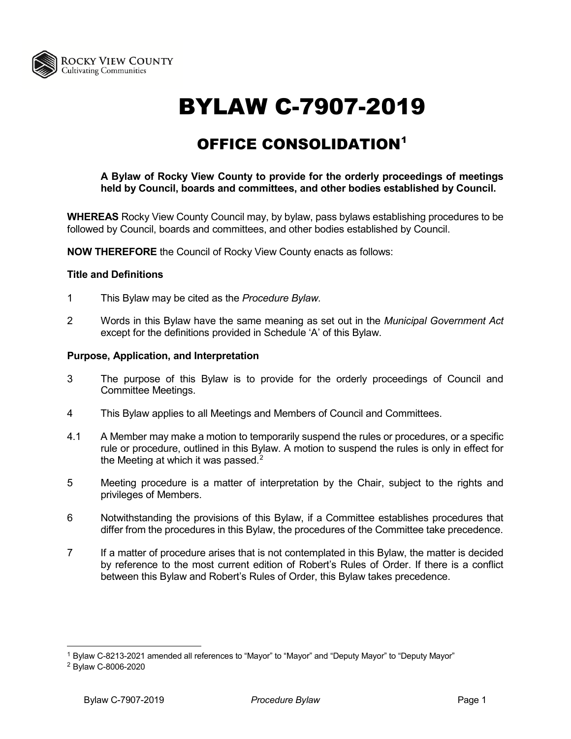Rocky View County
Cultivating Communities

# BYLAW C-7907-2019

## OFFICE CONSOLIDATION[1]

**A Bylaw of Rocky View County to provide for the orderly proceedings of meetings held by Council, boards and committees, and other bodies established by Council.**

**WHEREAS** Rocky View County Council may, by bylaw, pass bylaws establishing procedures to be followed by Council, boards and committees, and other bodies established by Council.

**NOW THEREFORE** the Council of Rocky View County enacts as follows:

### Title and Definitions

1 This Bylaw may be cited as the *Procedure Bylaw*.

2 Words in this Bylaw have the same meaning as set out in the *Municipal Government Act* except for the definitions provided in Schedule 'A' of this Bylaw.

### Purpose, Application, and Interpretation

3 The purpose of this Bylaw is to provide for the orderly proceedings of Council and Committee Meetings.

4 This Bylaw applies to all Meetings and Members of Council and Committees.

4.1 A Member may make a motion to temporarily suspend the rules or procedures, or a specific rule or procedure, outlined in this Bylaw. A motion to suspend the rules is only in effect for the Meeting at which it was passed.[2]

5 Meeting procedure is a matter of interpretation by the Chair, subject to the rights and privileges of Members.

6 Notwithstanding the provisions of this Bylaw, if a Committee establishes procedures that differ from the procedures in this Bylaw, the procedures of the Committee take precedence.

7 If a matter of procedure arises that is not contemplated in this Bylaw, the matter is decided by reference to the most current edition of Robert's Rules of Order. If there is a conflict between this Bylaw and Robert's Rules of Order, this Bylaw takes precedence.

---

[1] Bylaw C-8213-2021 amended all references to "Mayor" to "Mayor" and "Deputy Mayor" to "Deputy Mayor"

[2] Bylaw C-8006-2020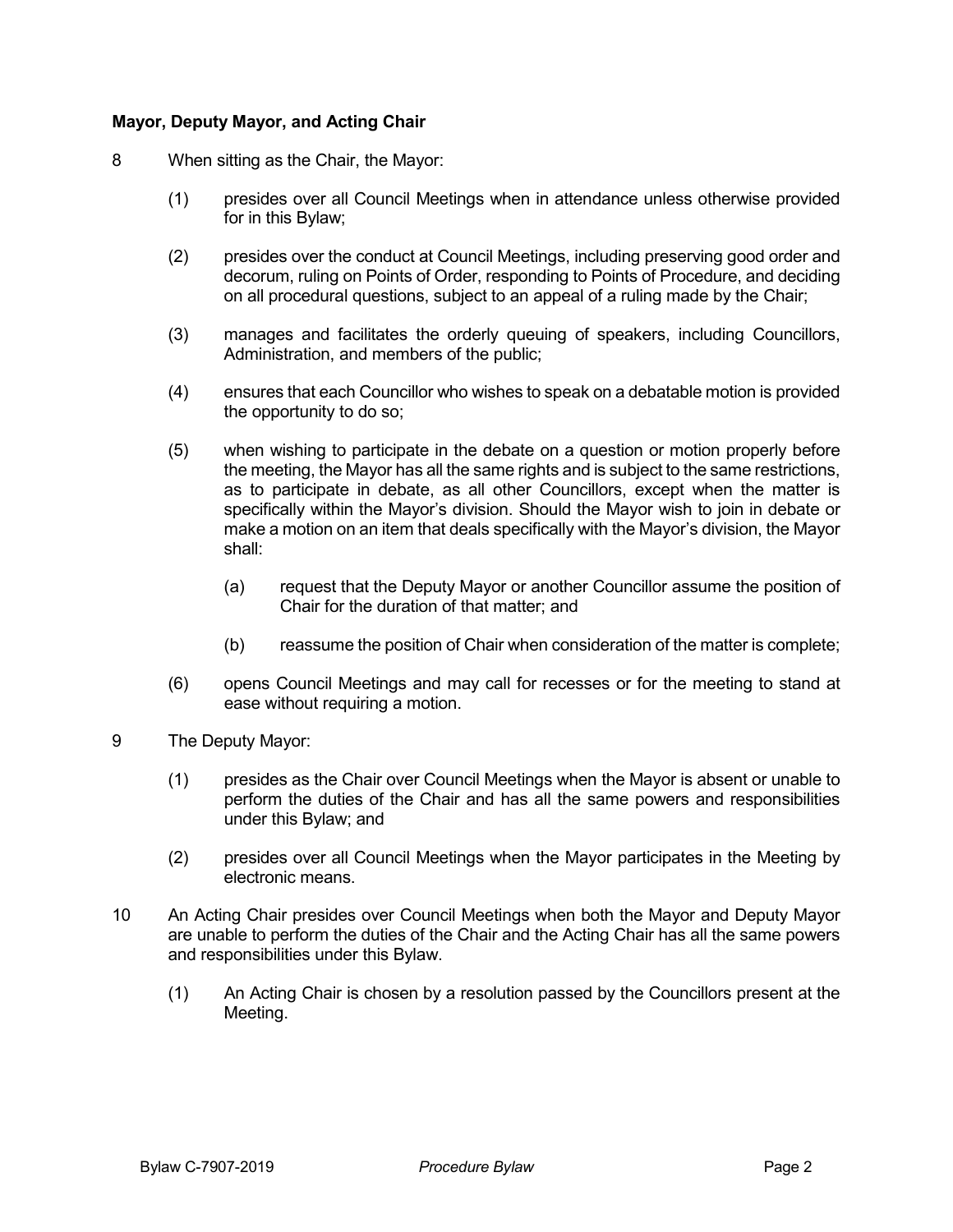**Mayor, Deputy Mayor, and Acting Chair**

8 When sitting as the Chair, the Mayor:

(1) presides over all Council Meetings when in attendance unless otherwise provided for in this Bylaw;

(2) presides over the conduct at Council Meetings, including preserving good order and decorum, ruling on Points of Order, responding to Points of Procedure, and deciding on all procedural questions, subject to an appeal of a ruling made by the Chair;

(3) manages and facilitates the orderly queuing of speakers, including Councillors, Administration, and members of the public;

(4) ensures that each Councillor who wishes to speak on a debatable motion is provided the opportunity to do so;

(5) when wishing to participate in the debate on a question or motion properly before the meeting, the Mayor has all the same rights and is subject to the same restrictions, as to participate in debate, as all other Councillors, except when the matter is specifically within the Mayor's division. Should the Mayor wish to join in debate or make a motion on an item that deals specifically with the Mayor's division, the Mayor shall:

(a) request that the Deputy Mayor or another Councillor assume the position of Chair for the duration of that matter; and

(b) reassume the position of Chair when consideration of the matter is complete;

(6) opens Council Meetings and may call for recesses or for the meeting to stand at ease without requiring a motion.

9 The Deputy Mayor:

(1) presides as the Chair over Council Meetings when the Mayor is absent or unable to perform the duties of the Chair and has all the same powers and responsibilities under this Bylaw; and

(2) presides over all Council Meetings when the Mayor participates in the Meeting by electronic means.

10 An Acting Chair presides over Council Meetings when both the Mayor and Deputy Mayor are unable to perform the duties of the Chair and the Acting Chair has all the same powers and responsibilities under this Bylaw.

(1) An Acting Chair is chosen by a resolution passed by the Councillors present at the Meeting.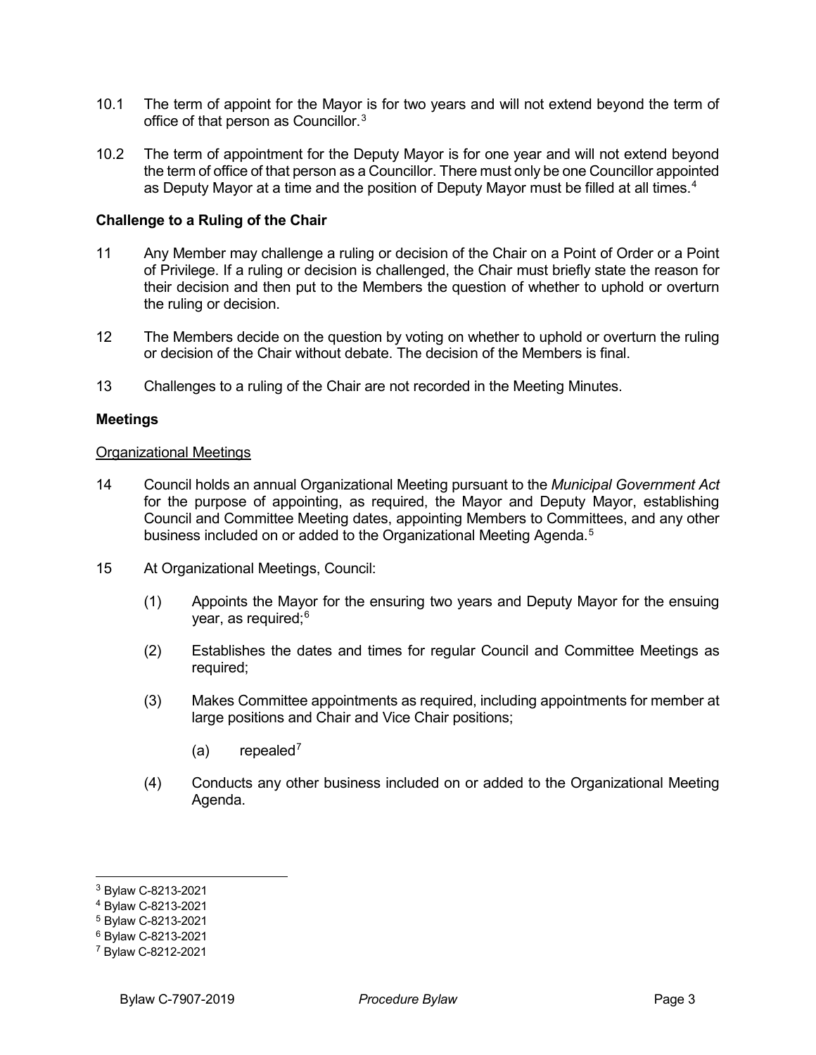10.1 The term of appoint for the Mayor is for two years and will not extend beyond the term of office of that person as Councillor.[3]

10.2 The term of appointment for the Deputy Mayor is for one year and will not extend beyond the term of office of that person as a Councillor. There must only be one Councillor appointed as Deputy Mayor at a time and the position of Deputy Mayor must be filled at all times.[4]

**Challenge to a Ruling of the Chair**

11 Any Member may challenge a ruling or decision of the Chair on a Point of Order or a Point of Privilege. If a ruling or decision is challenged, the Chair must briefly state the reason for their decision and then put to the Members the question of whether to uphold or overturn the ruling or decision.

12 The Members decide on the question by voting on whether to uphold or overturn the ruling or decision of the Chair without debate. The decision of the Members is final.

13 Challenges to a ruling of the Chair are not recorded in the Meeting Minutes.

**Meetings**

Organizational Meetings

14 Council holds an annual Organizational Meeting pursuant to the *Municipal Government Act* for the purpose of appointing, as required, the Mayor and Deputy Mayor, establishing Council and Committee Meeting dates, appointing Members to Committees, and any other business included on or added to the Organizational Meeting Agenda.[5]

15 At Organizational Meetings, Council:

(1) Appoints the Mayor for the ensuring two years and Deputy Mayor for the ensuing year, as required;[6]

(2) Establishes the dates and times for regular Council and Committee Meetings as required;

(3) Makes Committee appointments as required, including appointments for member at large positions and Chair and Vice Chair positions;

(a) repealed[7]

(4) Conducts any other business included on or added to the Organizational Meeting Agenda.

---

[3] Bylaw C-8213-2021
[4] Bylaw C-8213-2021
[5] Bylaw C-8213-2021
[6] Bylaw C-8213-2021
[7] Bylaw C-8212-2021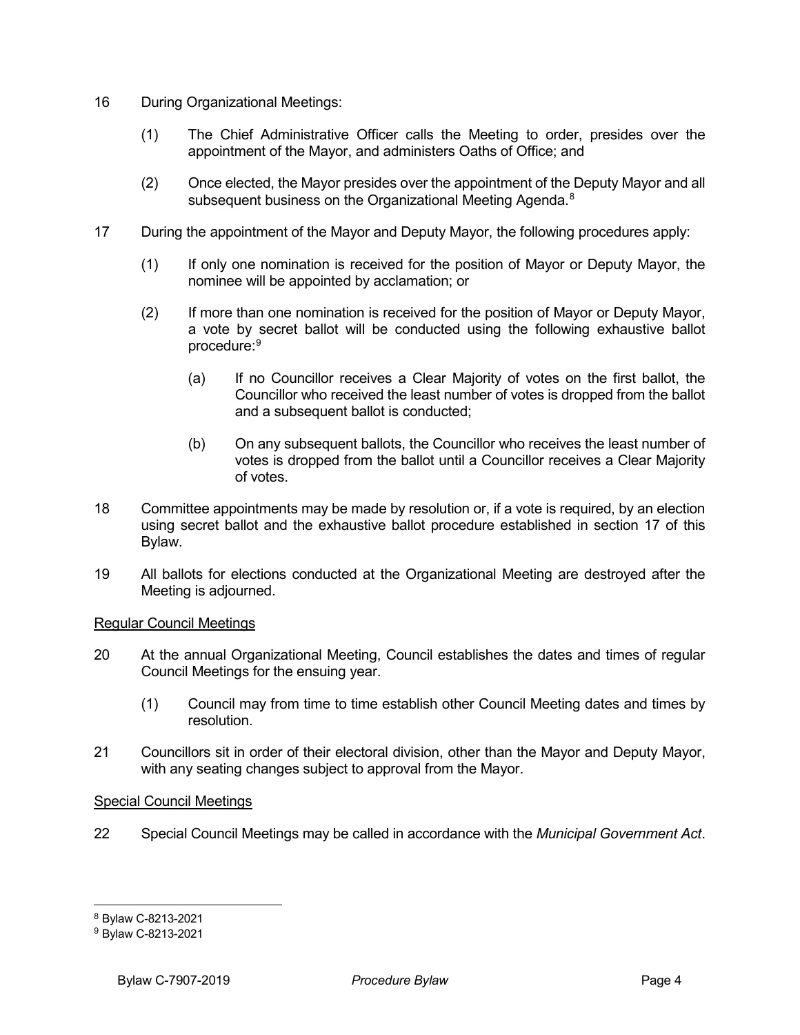16 During Organizational Meetings:

(1) The Chief Administrative Officer calls the Meeting to order, presides over the appointment of the Mayor, and administers Oaths of Office; and

(2) Once elected, the Mayor presides over the appointment of the Deputy Mayor and all subsequent business on the Organizational Meeting Agenda.[8]

17 During the appointment of the Mayor and Deputy Mayor, the following procedures apply:

(1) If only one nomination is received for the position of Mayor or Deputy Mayor, the nominee will be appointed by acclamation; or

(2) If more than one nomination is received for the position of Mayor or Deputy Mayor, a vote by secret ballot will be conducted using the following exhaustive ballot procedure:[9]

(a) If no Councillor receives a Clear Majority of votes on the first ballot, the Councillor who received the least number of votes is dropped from the ballot and a subsequent ballot is conducted;

(b) On any subsequent ballots, the Councillor who receives the least number of votes is dropped from the ballot until a Councillor receives a Clear Majority of votes.

18 Committee appointments may be made by resolution or, if a vote is required, by an election using secret ballot and the exhaustive ballot procedure established in section 17 of this Bylaw.

19 All ballots for elections conducted at the Organizational Meeting are destroyed after the Meeting is adjourned.

<u>Regular Council Meetings</u>

20 At the annual Organizational Meeting, Council establishes the dates and times of regular Council Meetings for the ensuing year.

(1) Council may from time to time establish other Council Meeting dates and times by resolution.

21 Councillors sit in order of their electoral division, other than the Mayor and Deputy Mayor, with any seating changes subject to approval from the Mayor.

<u>Special Council Meetings</u>

22 Special Council Meetings may be called in accordance with the *Municipal Government Act*.

---

[8] Bylaw C-8213-2021

[9] Bylaw C-8213-2021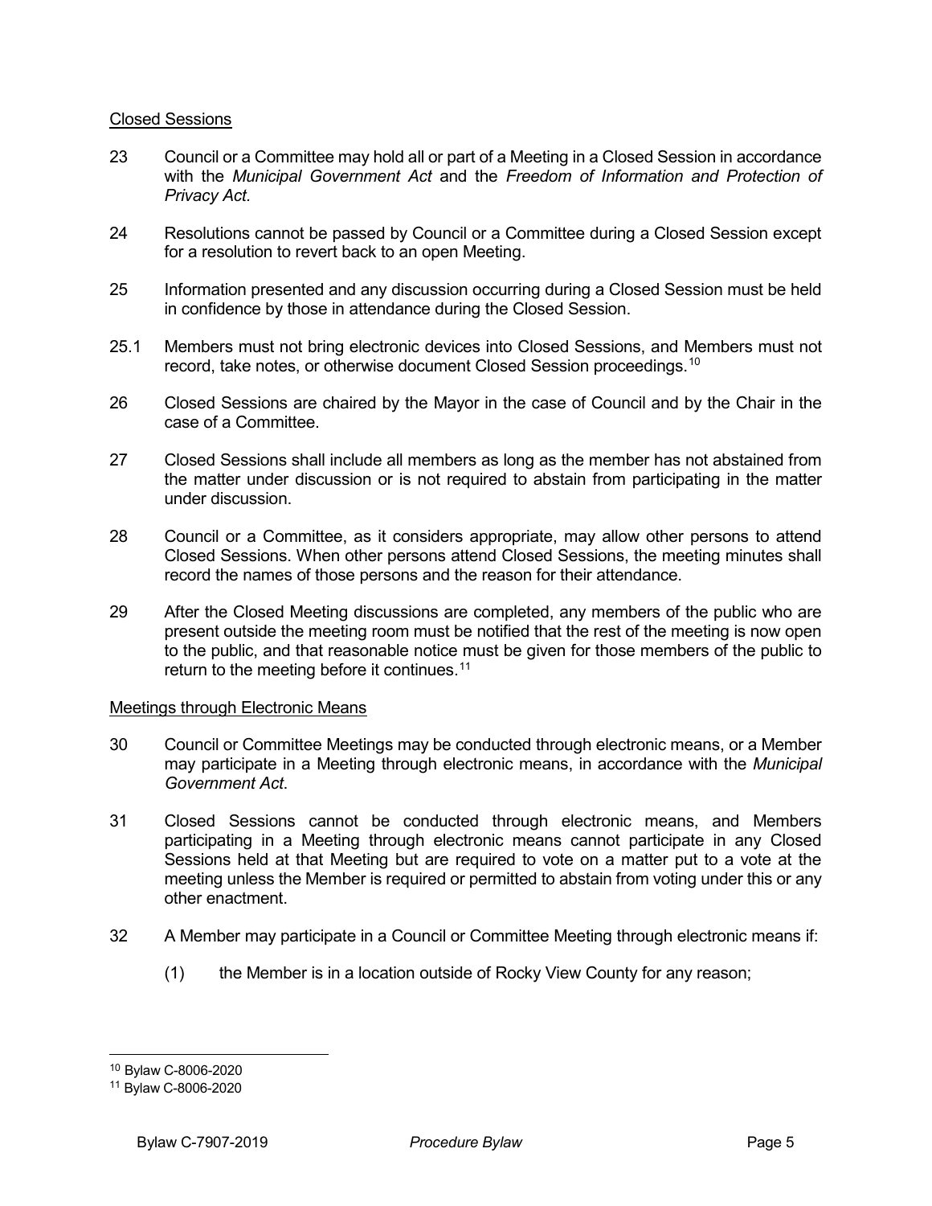## Closed Sessions

23 Council or a Committee may hold all or part of a Meeting in a Closed Session in accordance with the *Municipal Government Act* and the *Freedom of Information and Protection of Privacy Act*.

24 Resolutions cannot be passed by Council or a Committee during a Closed Session except for a resolution to revert back to an open Meeting.

25 Information presented and any discussion occurring during a Closed Session must be held in confidence by those in attendance during the Closed Session.

25.1 Members must not bring electronic devices into Closed Sessions, and Members must not record, take notes, or otherwise document Closed Session proceedings.[10]

26 Closed Sessions are chaired by the Mayor in the case of Council and by the Chair in the case of a Committee.

27 Closed Sessions shall include all members as long as the member has not abstained from the matter under discussion or is not required to abstain from participating in the matter under discussion.

28 Council or a Committee, as it considers appropriate, may allow other persons to attend Closed Sessions. When other persons attend Closed Sessions, the meeting minutes shall record the names of those persons and the reason for their attendance.

29 After the Closed Meeting discussions are completed, any members of the public who are present outside the meeting room must be notified that the rest of the meeting is now open to the public, and that reasonable notice must be given for those members of the public to return to the meeting before it continues.[11]

## Meetings through Electronic Means

30 Council or Committee Meetings may be conducted through electronic means, or a Member may participate in a Meeting through electronic means, in accordance with the *Municipal Government Act*.

31 Closed Sessions cannot be conducted through electronic means, and Members participating in a Meeting through electronic means cannot participate in any Closed Sessions held at that Meeting but are required to vote on a matter put to a vote at the meeting unless the Member is required or permitted to abstain from voting under this or any other enactment.

32 A Member may participate in a Council or Committee Meeting through electronic means if:

(1) the Member is in a location outside of Rocky View County for any reason;

---

[10] Bylaw C-8006-2020

[11] Bylaw C-8006-2020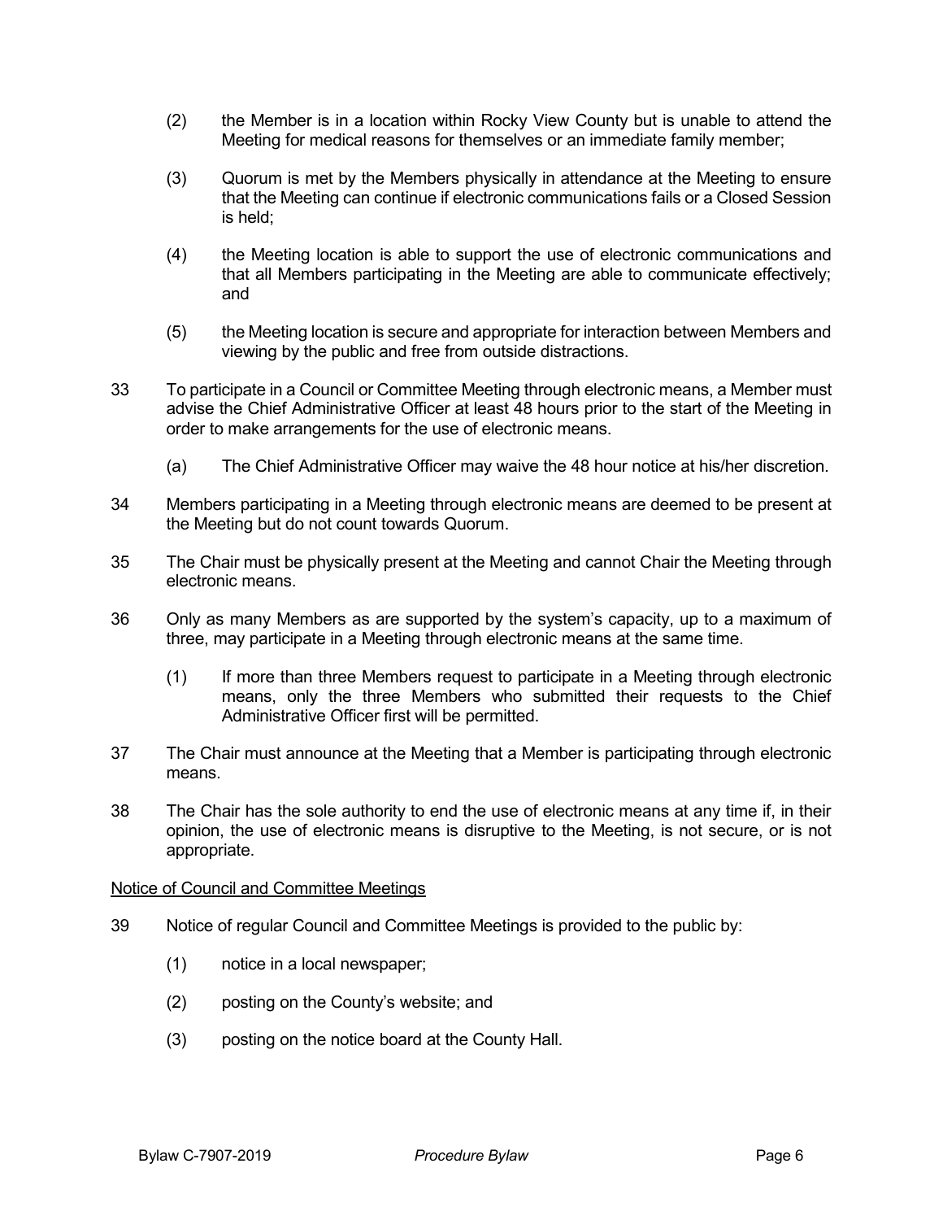(2) the Member is in a location within Rocky View County but is unable to attend the Meeting for medical reasons for themselves or an immediate family member;

(3) Quorum is met by the Members physically in attendance at the Meeting to ensure that the Meeting can continue if electronic communications fails or a Closed Session is held;

(4) the Meeting location is able to support the use of electronic communications and that all Members participating in the Meeting are able to communicate effectively; and

(5) the Meeting location is secure and appropriate for interaction between Members and viewing by the public and free from outside distractions.

33 To participate in a Council or Committee Meeting through electronic means, a Member must advise the Chief Administrative Officer at least 48 hours prior to the start of the Meeting in order to make arrangements for the use of electronic means.

(a) The Chief Administrative Officer may waive the 48 hour notice at his/her discretion.

34 Members participating in a Meeting through electronic means are deemed to be present at the Meeting but do not count towards Quorum.

35 The Chair must be physically present at the Meeting and cannot Chair the Meeting through electronic means.

36 Only as many Members as are supported by the system's capacity, up to a maximum of three, may participate in a Meeting through electronic means at the same time.

(1) If more than three Members request to participate in a Meeting through electronic means, only the three Members who submitted their requests to the Chief Administrative Officer first will be permitted.

37 The Chair must announce at the Meeting that a Member is participating through electronic means.

38 The Chair has the sole authority to end the use of electronic means at any time if, in their opinion, the use of electronic means is disruptive to the Meeting, is not secure, or is not appropriate.

Notice of Council and Committee Meetings

39 Notice of regular Council and Committee Meetings is provided to the public by:

(1) notice in a local newspaper;

(2) posting on the County's website; and

(3) posting on the notice board at the County Hall.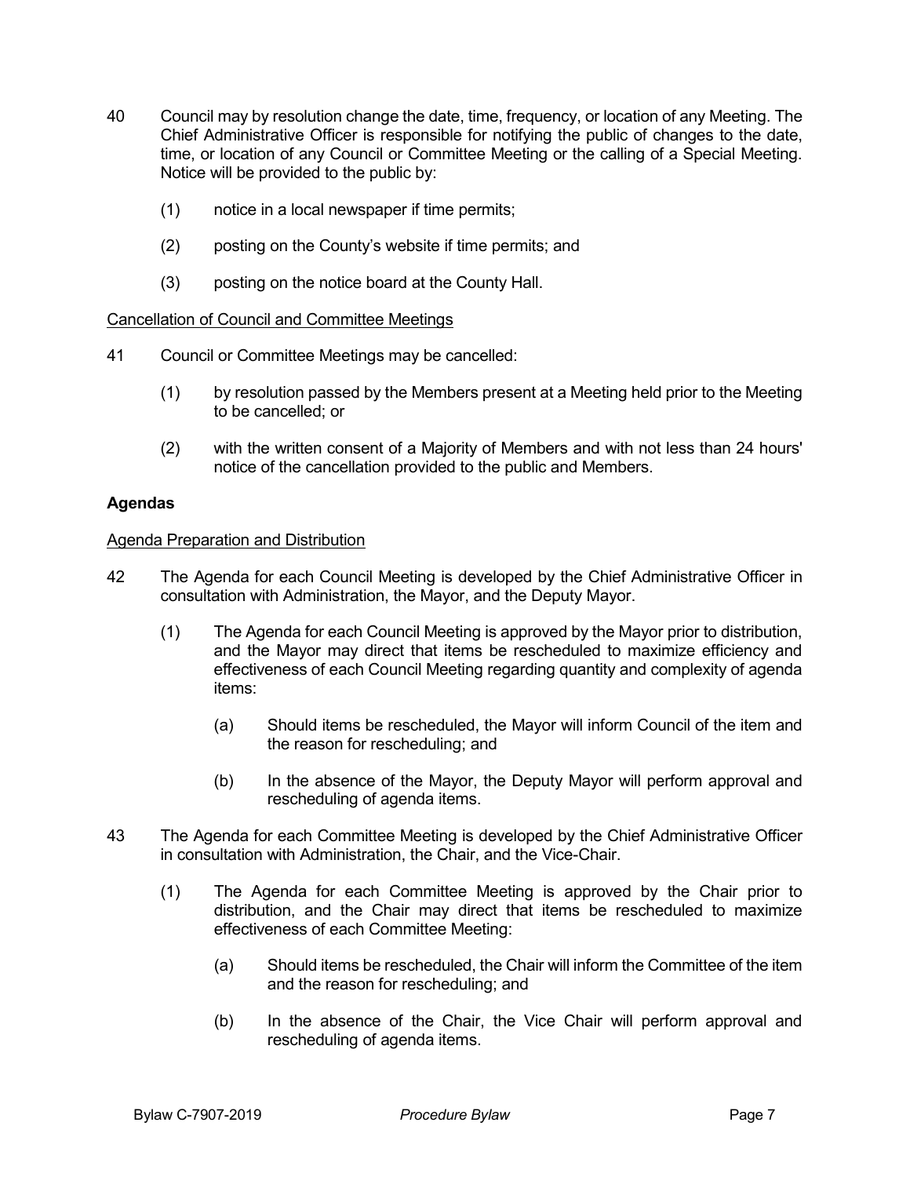40 Council may by resolution change the date, time, frequency, or location of any Meeting. The Chief Administrative Officer is responsible for notifying the public of changes to the date, time, or location of any Council or Committee Meeting or the calling of a Special Meeting. Notice will be provided to the public by:

- (1) notice in a local newspaper if time permits;
- (2) posting on the County's website if time permits; and
- (3) posting on the notice board at the County Hall.

<u>Cancellation of Council and Committee Meetings</u>

41 Council or Committee Meetings may be cancelled:

- (1) by resolution passed by the Members present at a Meeting held prior to the Meeting to be cancelled; or
- (2) with the written consent of a Majority of Members and with not less than 24 hours' notice of the cancellation provided to the public and Members.

**Agendas**

<u>Agenda Preparation and Distribution</u>

42 The Agenda for each Council Meeting is developed by the Chief Administrative Officer in consultation with Administration, the Mayor, and the Deputy Mayor.

- (1) The Agenda for each Council Meeting is approved by the Mayor prior to distribution, and the Mayor may direct that items be rescheduled to maximize efficiency and effectiveness of each Council Meeting regarding quantity and complexity of agenda items:
  - (a) Should items be rescheduled, the Mayor will inform Council of the item and the reason for rescheduling; and
  - (b) In the absence of the Mayor, the Deputy Mayor will perform approval and rescheduling of agenda items.

43 The Agenda for each Committee Meeting is developed by the Chief Administrative Officer in consultation with Administration, the Chair, and the Vice-Chair.

- (1) The Agenda for each Committee Meeting is approved by the Chair prior to distribution, and the Chair may direct that items be rescheduled to maximize effectiveness of each Committee Meeting:
  - (a) Should items be rescheduled, the Chair will inform the Committee of the item and the reason for rescheduling; and
  - (b) In the absence of the Chair, the Vice Chair will perform approval and rescheduling of agenda items.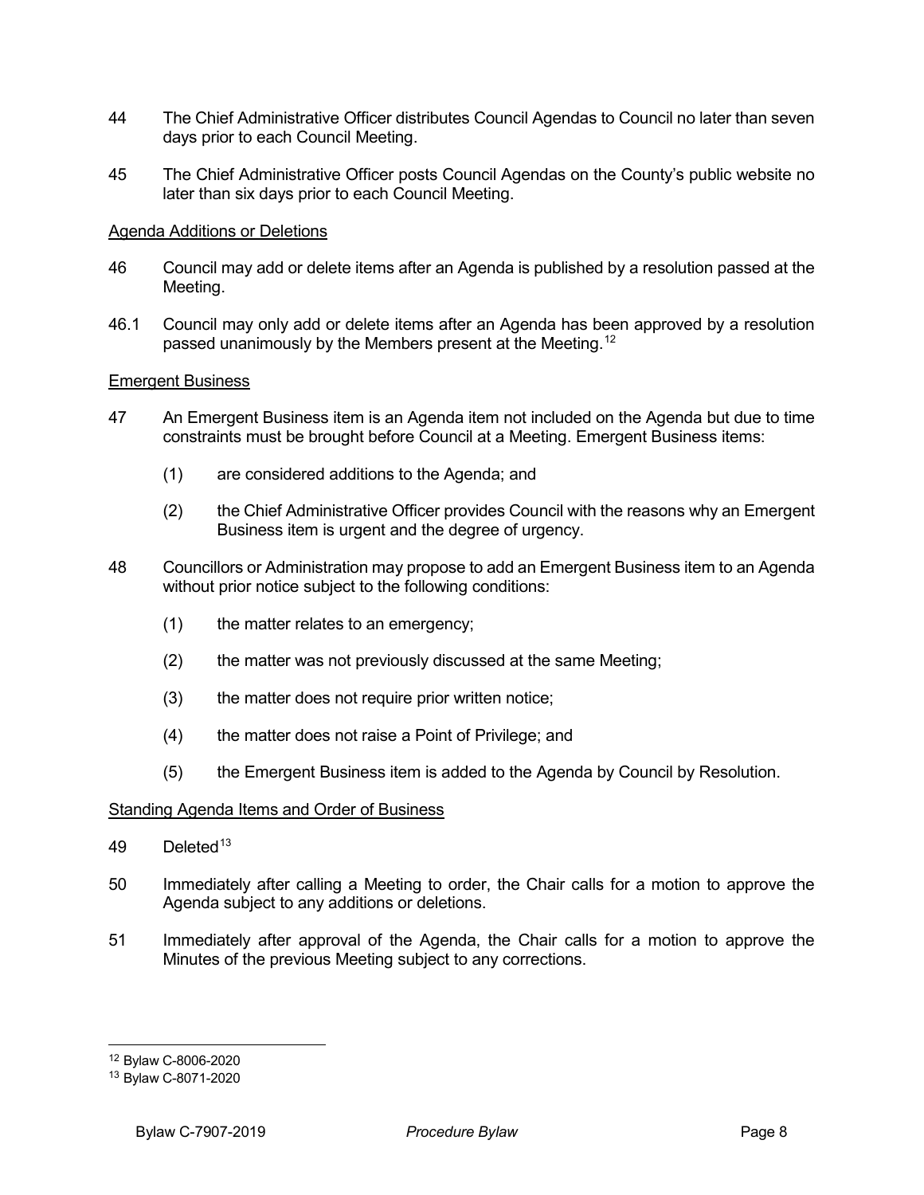44 The Chief Administrative Officer distributes Council Agendas to Council no later than seven days prior to each Council Meeting.

45 The Chief Administrative Officer posts Council Agendas on the County's public website no later than six days prior to each Council Meeting.

<u>Agenda Additions or Deletions</u>

46 Council may add or delete items after an Agenda is published by a resolution passed at the Meeting.

46.1 Council may only add or delete items after an Agenda has been approved by a resolution passed unanimously by the Members present at the Meeting.[12]

<u>Emergent Business</u>

47 An Emergent Business item is an Agenda item not included on the Agenda but due to time constraints must be brought before Council at a Meeting. Emergent Business items:

(1) are considered additions to the Agenda; and

(2) the Chief Administrative Officer provides Council with the reasons why an Emergent Business item is urgent and the degree of urgency.

48 Councillors or Administration may propose to add an Emergent Business item to an Agenda without prior notice subject to the following conditions:

(1) the matter relates to an emergency;

(2) the matter was not previously discussed at the same Meeting;

(3) the matter does not require prior written notice;

(4) the matter does not raise a Point of Privilege; and

(5) the Emergent Business item is added to the Agenda by Council by Resolution.

<u>Standing Agenda Items and Order of Business</u>

49 Deleted[13]

50 Immediately after calling a Meeting to order, the Chair calls for a motion to approve the Agenda subject to any additions or deletions.

51 Immediately after approval of the Agenda, the Chair calls for a motion to approve the Minutes of the previous Meeting subject to any corrections.

---

[12] Bylaw C-8006-2020

[13] Bylaw C-8071-2020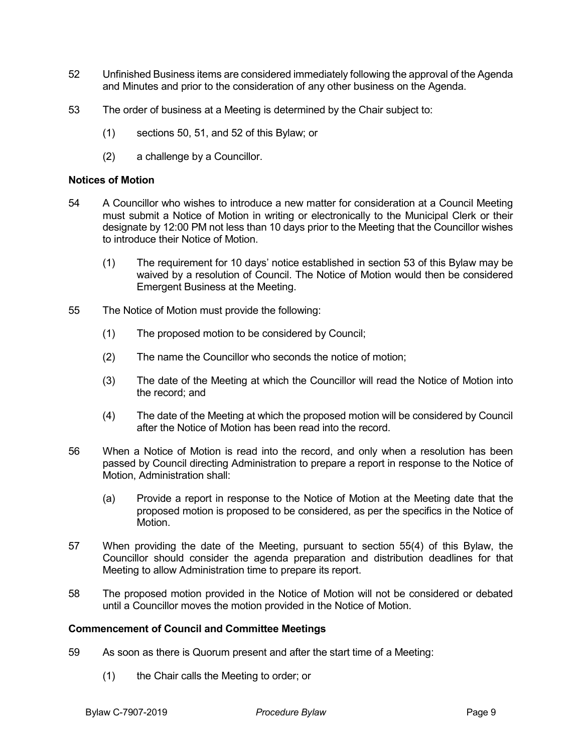52 Unfinished Business items are considered immediately following the approval of the Agenda and Minutes and prior to the consideration of any other business on the Agenda.

53 The order of business at a Meeting is determined by the Chair subject to:

(1) sections 50, 51, and 52 of this Bylaw; or

(2) a challenge by a Councillor.

**Notices of Motion**

54 A Councillor who wishes to introduce a new matter for consideration at a Council Meeting must submit a Notice of Motion in writing or electronically to the Municipal Clerk or their designate by 12:00 PM not less than 10 days prior to the Meeting that the Councillor wishes to introduce their Notice of Motion.

(1) The requirement for 10 days' notice established in section 53 of this Bylaw may be waived by a resolution of Council. The Notice of Motion would then be considered Emergent Business at the Meeting.

55 The Notice of Motion must provide the following:

(1) The proposed motion to be considered by Council;

(2) The name the Councillor who seconds the notice of motion;

(3) The date of the Meeting at which the Councillor will read the Notice of Motion into the record; and

(4) The date of the Meeting at which the proposed motion will be considered by Council after the Notice of Motion has been read into the record.

56 When a Notice of Motion is read into the record, and only when a resolution has been passed by Council directing Administration to prepare a report in response to the Notice of Motion, Administration shall:

(a) Provide a report in response to the Notice of Motion at the Meeting date that the proposed motion is proposed to be considered, as per the specifics in the Notice of Motion.

57 When providing the date of the Meeting, pursuant to section 55(4) of this Bylaw, the Councillor should consider the agenda preparation and distribution deadlines for that Meeting to allow Administration time to prepare its report.

58 The proposed motion provided in the Notice of Motion will not be considered or debated until a Councillor moves the motion provided in the Notice of Motion.

**Commencement of Council and Committee Meetings**

59 As soon as there is Quorum present and after the start time of a Meeting:

(1) the Chair calls the Meeting to order; or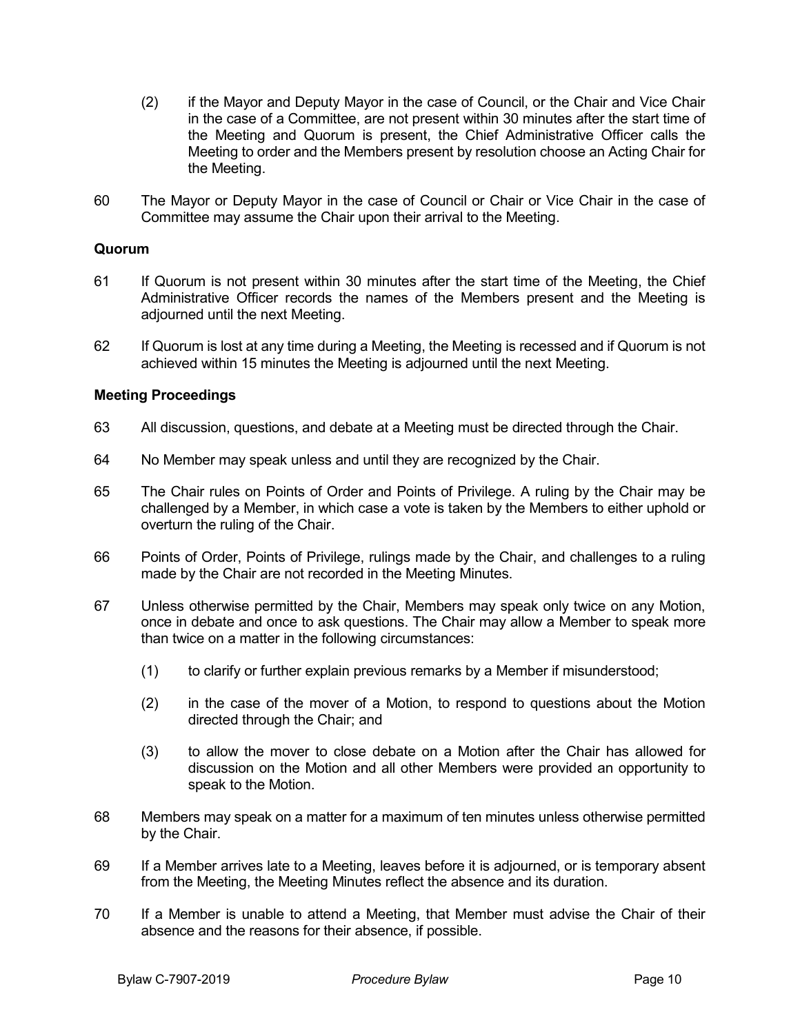(2) if the Mayor and Deputy Mayor in the case of Council, or the Chair and Vice Chair in the case of a Committee, are not present within 30 minutes after the start time of the Meeting and Quorum is present, the Chief Administrative Officer calls the Meeting to order and the Members present by resolution choose an Acting Chair for the Meeting.

60 The Mayor or Deputy Mayor in the case of Council or Chair or Vice Chair in the case of Committee may assume the Chair upon their arrival to the Meeting.

**Quorum**

61 If Quorum is not present within 30 minutes after the start time of the Meeting, the Chief Administrative Officer records the names of the Members present and the Meeting is adjourned until the next Meeting.

62 If Quorum is lost at any time during a Meeting, the Meeting is recessed and if Quorum is not achieved within 15 minutes the Meeting is adjourned until the next Meeting.

**Meeting Proceedings**

63 All discussion, questions, and debate at a Meeting must be directed through the Chair.

64 No Member may speak unless and until they are recognized by the Chair.

65 The Chair rules on Points of Order and Points of Privilege. A ruling by the Chair may be challenged by a Member, in which case a vote is taken by the Members to either uphold or overturn the ruling of the Chair.

66 Points of Order, Points of Privilege, rulings made by the Chair, and challenges to a ruling made by the Chair are not recorded in the Meeting Minutes.

67 Unless otherwise permitted by the Chair, Members may speak only twice on any Motion, once in debate and once to ask questions. The Chair may allow a Member to speak more than twice on a matter in the following circumstances:

(1) to clarify or further explain previous remarks by a Member if misunderstood;

(2) in the case of the mover of a Motion, to respond to questions about the Motion directed through the Chair; and

(3) to allow the mover to close debate on a Motion after the Chair has allowed for discussion on the Motion and all other Members were provided an opportunity to speak to the Motion.

68 Members may speak on a matter for a maximum of ten minutes unless otherwise permitted by the Chair.

69 If a Member arrives late to a Meeting, leaves before it is adjourned, or is temporary absent from the Meeting, the Meeting Minutes reflect the absence and its duration.

70 If a Member is unable to attend a Meeting, that Member must advise the Chair of their absence and the reasons for their absence, if possible.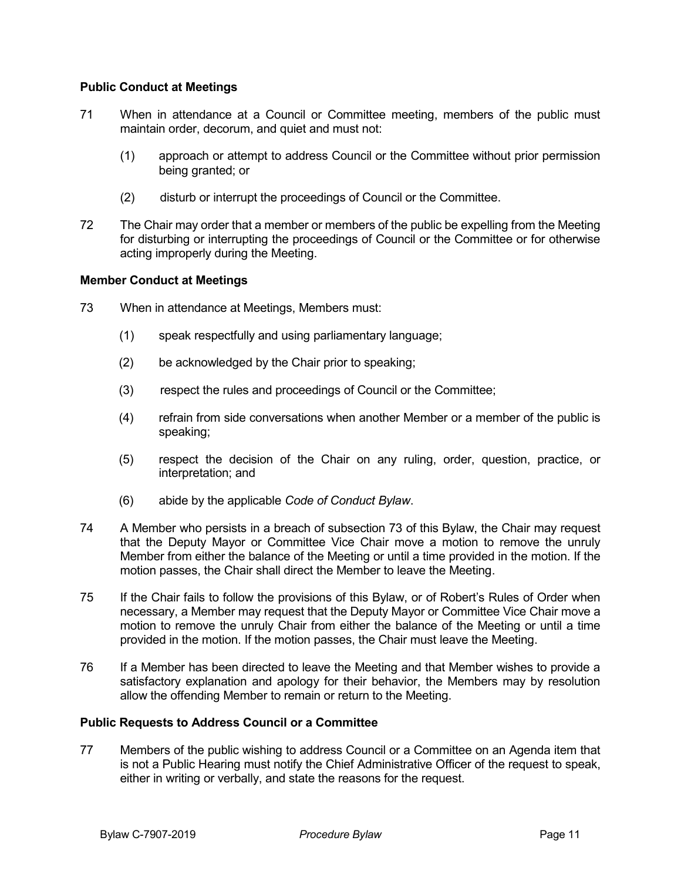### Public Conduct at Meetings

71 When in attendance at a Council or Committee meeting, members of the public must maintain order, decorum, and quiet and must not:

   (1) approach or attempt to address Council or the Committee without prior permission being granted; or

   (2) disturb or interrupt the proceedings of Council or the Committee.

72 The Chair may order that a member or members of the public be expelling from the Meeting for disturbing or interrupting the proceedings of Council or the Committee or for otherwise acting improperly during the Meeting.

### Member Conduct at Meetings

73 When in attendance at Meetings, Members must:

   (1) speak respectfully and using parliamentary language;

   (2) be acknowledged by the Chair prior to speaking;

   (3) respect the rules and proceedings of Council or the Committee;

   (4) refrain from side conversations when another Member or a member of the public is speaking;

   (5) respect the decision of the Chair on any ruling, order, question, practice, or interpretation; and

   (6) abide by the applicable *Code of Conduct Bylaw*.

74 A Member who persists in a breach of subsection 73 of this Bylaw, the Chair may request that the Deputy Mayor or Committee Vice Chair move a motion to remove the unruly Member from either the balance of the Meeting or until a time provided in the motion. If the motion passes, the Chair shall direct the Member to leave the Meeting.

75 If the Chair fails to follow the provisions of this Bylaw, or of Robert's Rules of Order when necessary, a Member may request that the Deputy Mayor or Committee Vice Chair move a motion to remove the unruly Chair from either the balance of the Meeting or until a time provided in the motion. If the motion passes, the Chair must leave the Meeting.

76 If a Member has been directed to leave the Meeting and that Member wishes to provide a satisfactory explanation and apology for their behavior, the Members may by resolution allow the offending Member to remain or return to the Meeting.

### Public Requests to Address Council or a Committee

77 Members of the public wishing to address Council or a Committee on an Agenda item that is not a Public Hearing must notify the Chief Administrative Officer of the request to speak, either in writing or verbally, and state the reasons for the request.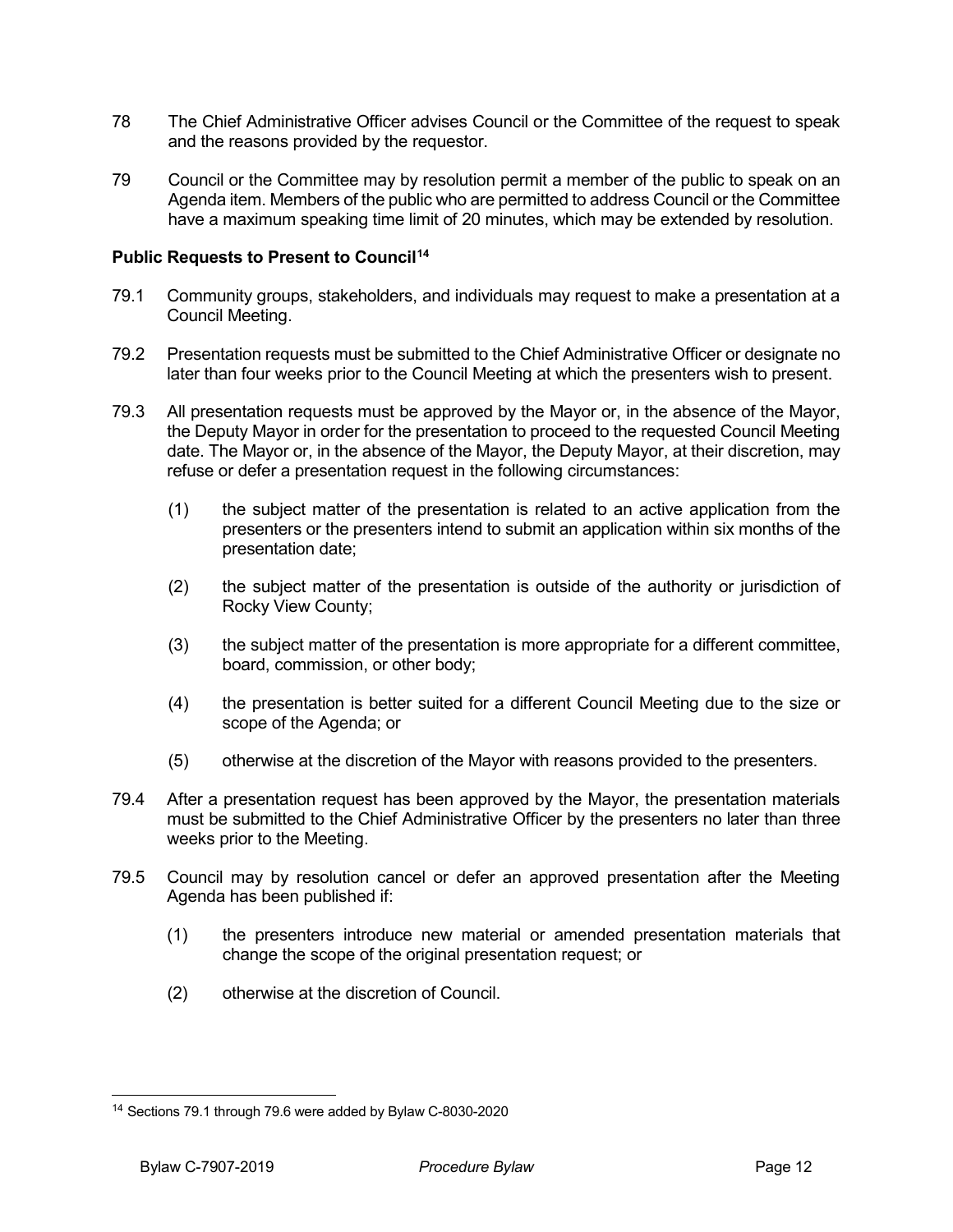78 The Chief Administrative Officer advises Council or the Committee of the request to speak and the reasons provided by the requestor.

79 Council or the Committee may by resolution permit a member of the public to speak on an Agenda item. Members of the public who are permitted to address Council or the Committee have a maximum speaking time limit of 20 minutes, which may be extended by resolution.

**Public Requests to Present to Council[14]**

79.1 Community groups, stakeholders, and individuals may request to make a presentation at a Council Meeting.

79.2 Presentation requests must be submitted to the Chief Administrative Officer or designate no later than four weeks prior to the Council Meeting at which the presenters wish to present.

79.3 All presentation requests must be approved by the Mayor or, in the absence of the Mayor, the Deputy Mayor in order for the presentation to proceed to the requested Council Meeting date. The Mayor or, in the absence of the Mayor, the Deputy Mayor, at their discretion, may refuse or defer a presentation request in the following circumstances:

(1) the subject matter of the presentation is related to an active application from the presenters or the presenters intend to submit an application within six months of the presentation date;

(2) the subject matter of the presentation is outside of the authority or jurisdiction of Rocky View County;

(3) the subject matter of the presentation is more appropriate for a different committee, board, commission, or other body;

(4) the presentation is better suited for a different Council Meeting due to the size or scope of the Agenda; or

(5) otherwise at the discretion of the Mayor with reasons provided to the presenters.

79.4 After a presentation request has been approved by the Mayor, the presentation materials must be submitted to the Chief Administrative Officer by the presenters no later than three weeks prior to the Meeting.

79.5 Council may by resolution cancel or defer an approved presentation after the Meeting Agenda has been published if:

(1) the presenters introduce new material or amended presentation materials that change the scope of the original presentation request; or

(2) otherwise at the discretion of Council.

---

[14] Sections 79.1 through 79.6 were added by Bylaw C-8030-2020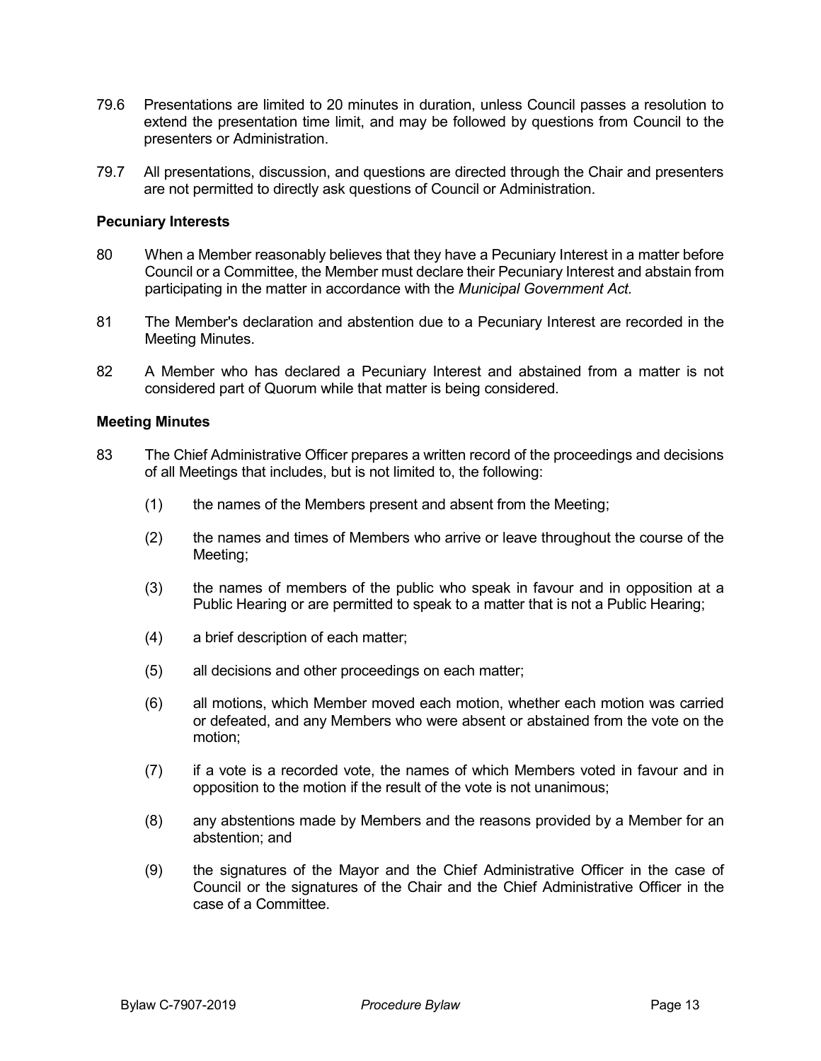79.6 Presentations are limited to 20 minutes in duration, unless Council passes a resolution to extend the presentation time limit, and may be followed by questions from Council to the presenters or Administration.

79.7 All presentations, discussion, and questions are directed through the Chair and presenters are not permitted to directly ask questions of Council or Administration.

**Pecuniary Interests**

80 When a Member reasonably believes that they have a Pecuniary Interest in a matter before Council or a Committee, the Member must declare their Pecuniary Interest and abstain from participating in the matter in accordance with the *Municipal Government Act.*

81 The Member's declaration and abstention due to a Pecuniary Interest are recorded in the Meeting Minutes.

82 A Member who has declared a Pecuniary Interest and abstained from a matter is not considered part of Quorum while that matter is being considered.

**Meeting Minutes**

83 The Chief Administrative Officer prepares a written record of the proceedings and decisions of all Meetings that includes, but is not limited to, the following:

(1) the names of the Members present and absent from the Meeting;

(2) the names and times of Members who arrive or leave throughout the course of the Meeting;

(3) the names of members of the public who speak in favour and in opposition at a Public Hearing or are permitted to speak to a matter that is not a Public Hearing;

(4) a brief description of each matter;

(5) all decisions and other proceedings on each matter;

(6) all motions, which Member moved each motion, whether each motion was carried or defeated, and any Members who were absent or abstained from the vote on the motion;

(7) if a vote is a recorded vote, the names of which Members voted in favour and in opposition to the motion if the result of the vote is not unanimous;

(8) any abstentions made by Members and the reasons provided by a Member for an abstention; and

(9) the signatures of the Mayor and the Chief Administrative Officer in the case of Council or the signatures of the Chair and the Chief Administrative Officer in the case of a Committee.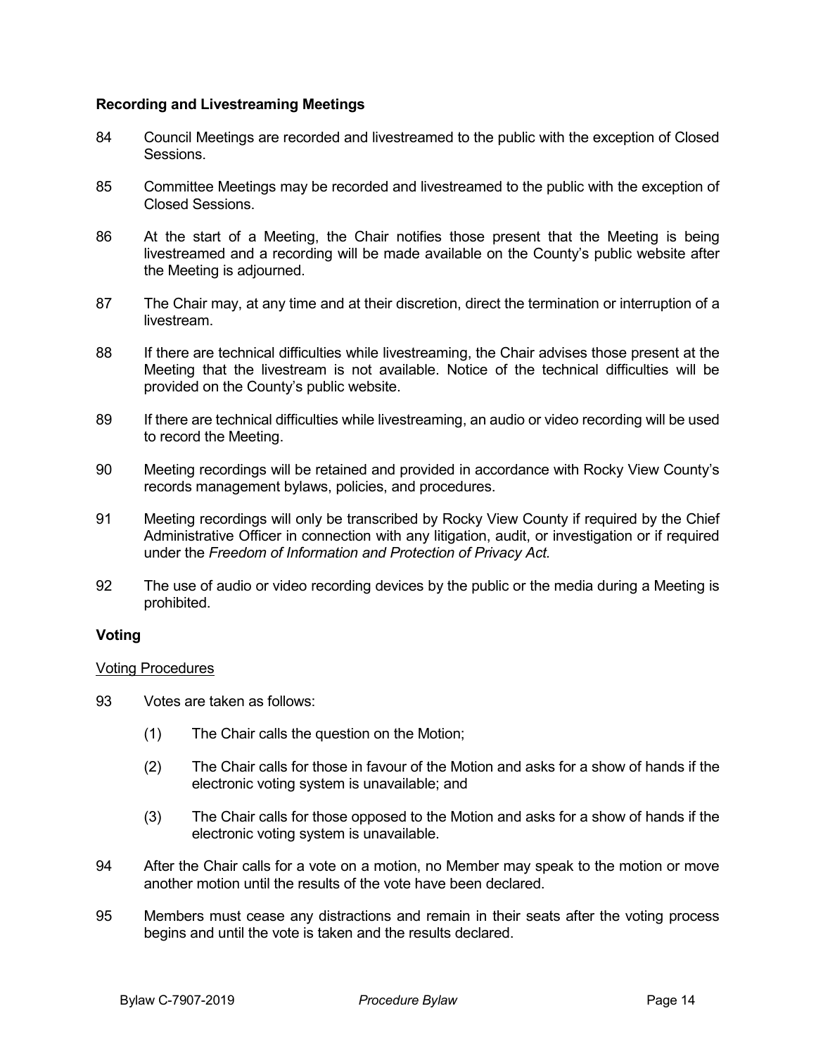### Recording and Livestreaming Meetings

84 Council Meetings are recorded and livestreamed to the public with the exception of Closed Sessions.

85 Committee Meetings may be recorded and livestreamed to the public with the exception of Closed Sessions.

86 At the start of a Meeting, the Chair notifies those present that the Meeting is being livestreamed and a recording will be made available on the County's public website after the Meeting is adjourned.

87 The Chair may, at any time and at their discretion, direct the termination or interruption of a livestream.

88 If there are technical difficulties while livestreaming, the Chair advises those present at the Meeting that the livestream is not available. Notice of the technical difficulties will be provided on the County's public website.

89 If there are technical difficulties while livestreaming, an audio or video recording will be used to record the Meeting.

90 Meeting recordings will be retained and provided in accordance with Rocky View County's records management bylaws, policies, and procedures.

91 Meeting recordings will only be transcribed by Rocky View County if required by the Chief Administrative Officer in connection with any litigation, audit, or investigation or if required under the *Freedom of Information and Protection of Privacy Act.*

92 The use of audio or video recording devices by the public or the media during a Meeting is prohibited.

### Voting

Voting Procedures

93 Votes are taken as follows:

(1) The Chair calls the question on the Motion;

(2) The Chair calls for those in favour of the Motion and asks for a show of hands if the electronic voting system is unavailable; and

(3) The Chair calls for those opposed to the Motion and asks for a show of hands if the electronic voting system is unavailable.

94 After the Chair calls for a vote on a motion, no Member may speak to the motion or move another motion until the results of the vote have been declared.

95 Members must cease any distractions and remain in their seats after the voting process begins and until the vote is taken and the results declared.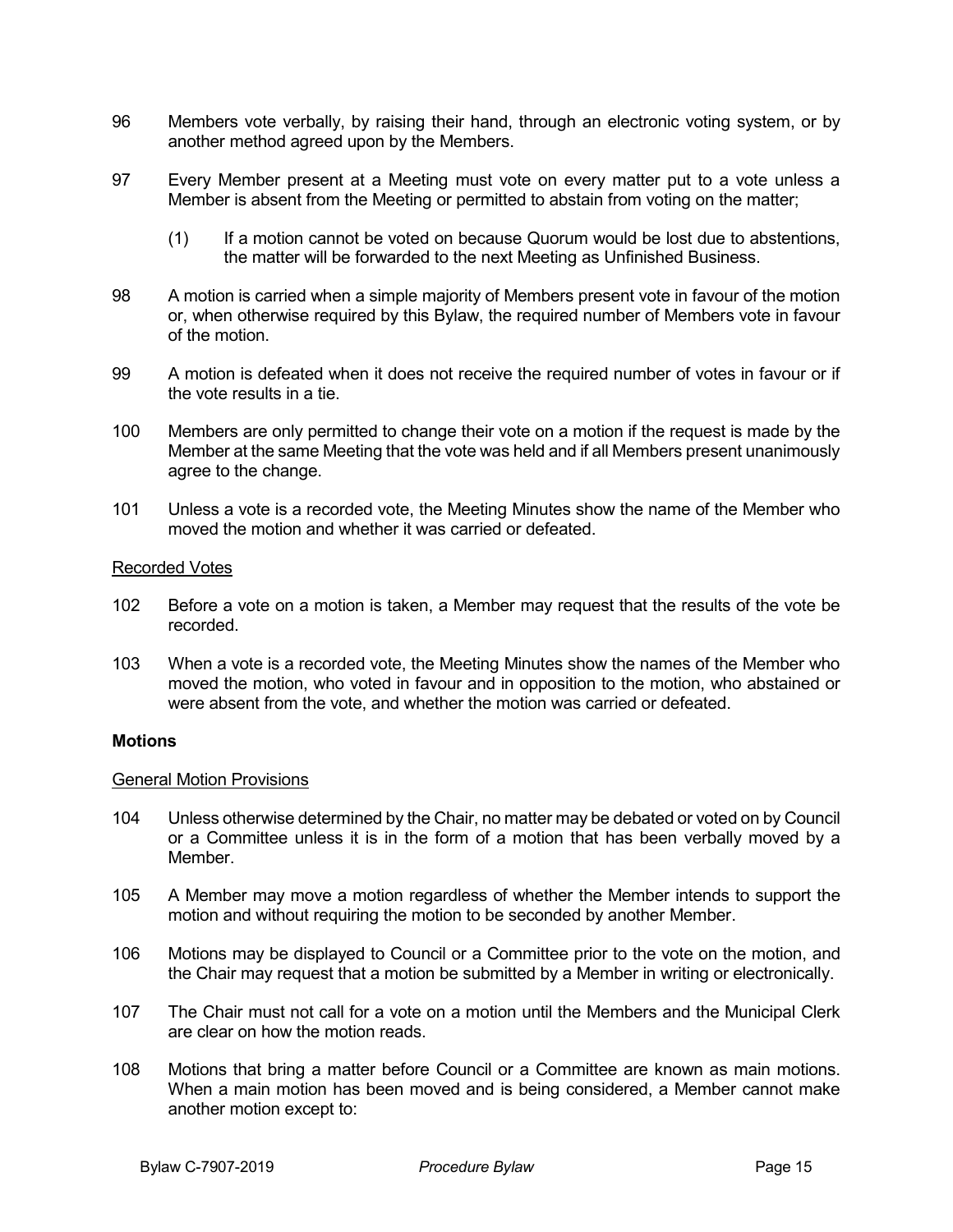96 Members vote verbally, by raising their hand, through an electronic voting system, or by another method agreed upon by the Members.

97 Every Member present at a Meeting must vote on every matter put to a vote unless a Member is absent from the Meeting or permitted to abstain from voting on the matter;

 (1) If a motion cannot be voted on because Quorum would be lost due to abstentions, the matter will be forwarded to the next Meeting as Unfinished Business.

98 A motion is carried when a simple majority of Members present vote in favour of the motion or, when otherwise required by this Bylaw, the required number of Members vote in favour of the motion.

99 A motion is defeated when it does not receive the required number of votes in favour or if the vote results in a tie.

100 Members are only permitted to change their vote on a motion if the request is made by the Member at the same Meeting that the vote was held and if all Members present unanimously agree to the change.

101 Unless a vote is a recorded vote, the Meeting Minutes show the name of the Member who moved the motion and whether it was carried or defeated.

<u>Recorded Votes</u>

102 Before a vote on a motion is taken, a Member may request that the results of the vote be recorded.

103 When a vote is a recorded vote, the Meeting Minutes show the names of the Member who moved the motion, who voted in favour and in opposition to the motion, who abstained or were absent from the vote, and whether the motion was carried or defeated.

**Motions**

<u>General Motion Provisions</u>

104 Unless otherwise determined by the Chair, no matter may be debated or voted on by Council or a Committee unless it is in the form of a motion that has been verbally moved by a Member.

105 A Member may move a motion regardless of whether the Member intends to support the motion and without requiring the motion to be seconded by another Member.

106 Motions may be displayed to Council or a Committee prior to the vote on the motion, and the Chair may request that a motion be submitted by a Member in writing or electronically.

107 The Chair must not call for a vote on a motion until the Members and the Municipal Clerk are clear on how the motion reads.

108 Motions that bring a matter before Council or a Committee are known as main motions. When a main motion has been moved and is being considered, a Member cannot make another motion except to: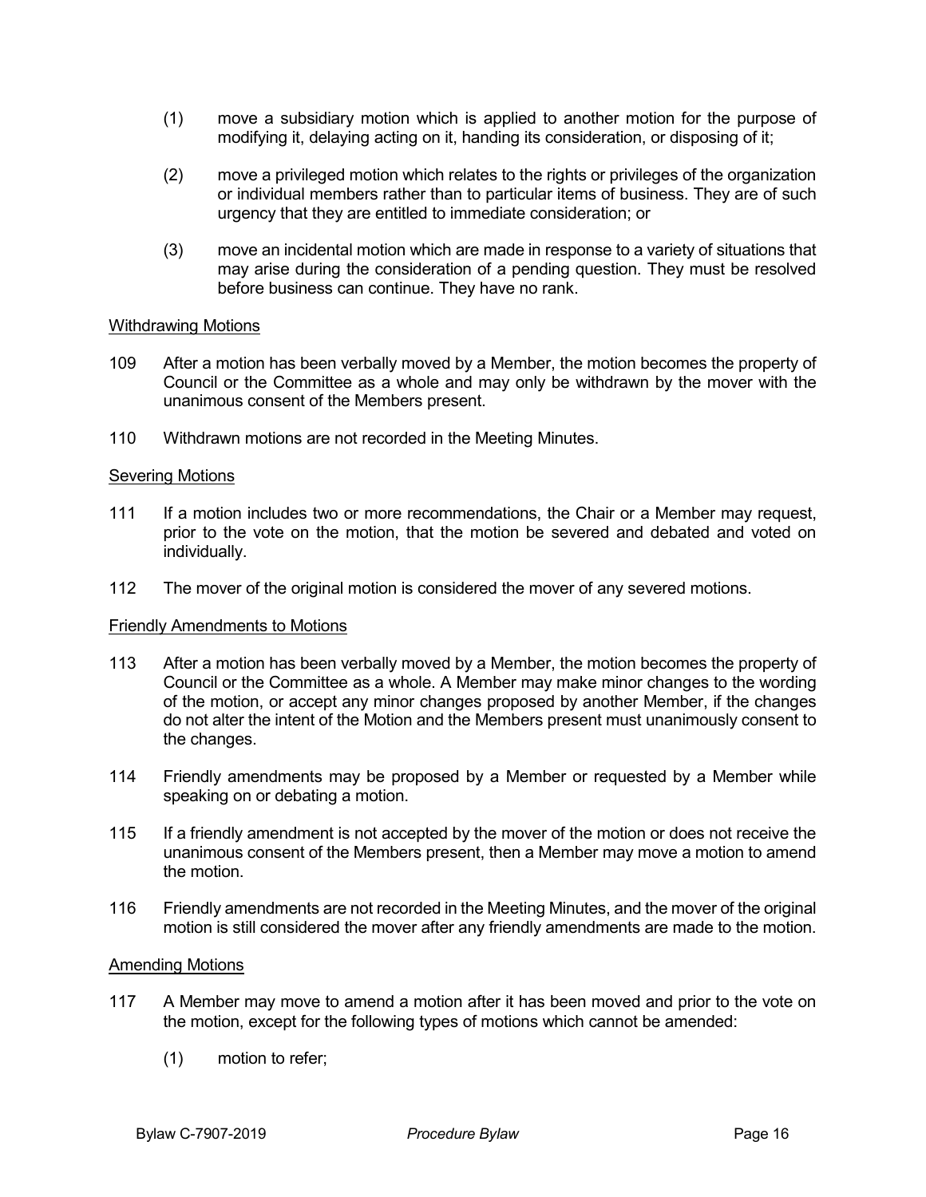(1) move a subsidiary motion which is applied to another motion for the purpose of modifying it, delaying acting on it, handing its consideration, or disposing of it;

(2) move a privileged motion which relates to the rights or privileges of the organization or individual members rather than to particular items of business. They are of such urgency that they are entitled to immediate consideration; or

(3) move an incidental motion which are made in response to a variety of situations that may arise during the consideration of a pending question. They must be resolved before business can continue. They have no rank.

<u>Withdrawing Motions</u>

109 After a motion has been verbally moved by a Member, the motion becomes the property of Council or the Committee as a whole and may only be withdrawn by the mover with the unanimous consent of the Members present.

110 Withdrawn motions are not recorded in the Meeting Minutes.

<u>Severing Motions</u>

111 If a motion includes two or more recommendations, the Chair or a Member may request, prior to the vote on the motion, that the motion be severed and debated and voted on individually.

112 The mover of the original motion is considered the mover of any severed motions.

<u>Friendly Amendments to Motions</u>

113 After a motion has been verbally moved by a Member, the motion becomes the property of Council or the Committee as a whole. A Member may make minor changes to the wording of the motion, or accept any minor changes proposed by another Member, if the changes do not alter the intent of the Motion and the Members present must unanimously consent to the changes.

114 Friendly amendments may be proposed by a Member or requested by a Member while speaking on or debating a motion.

115 If a friendly amendment is not accepted by the mover of the motion or does not receive the unanimous consent of the Members present, then a Member may move a motion to amend the motion.

116 Friendly amendments are not recorded in the Meeting Minutes, and the mover of the original motion is still considered the mover after any friendly amendments are made to the motion.

<u>Amending Motions</u>

117 A Member may move to amend a motion after it has been moved and prior to the vote on the motion, except for the following types of motions which cannot be amended:

(1) motion to refer;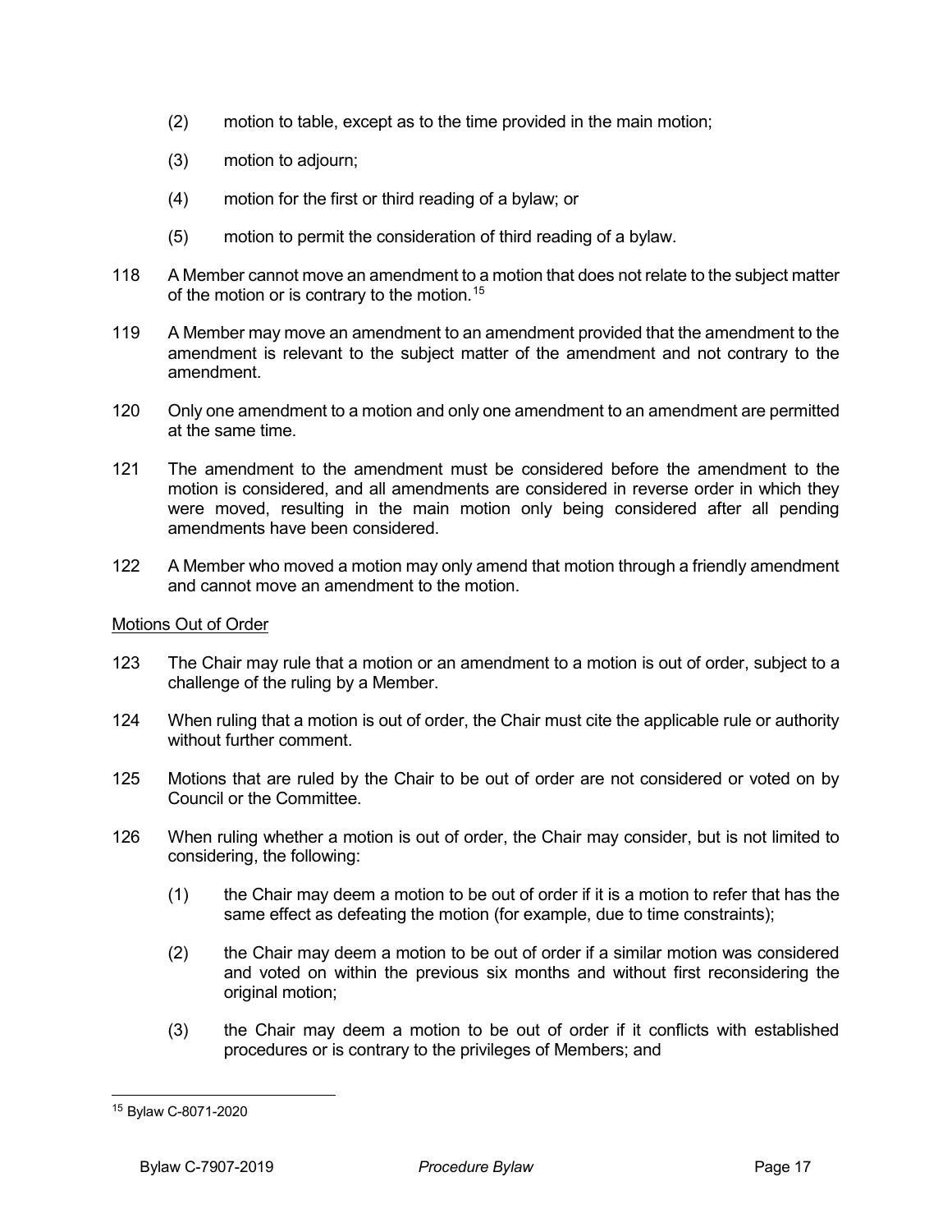(2) motion to table, except as to the time provided in the main motion;

(3) motion to adjourn;

(4) motion for the first or third reading of a bylaw; or

(5) motion to permit the consideration of third reading of a bylaw.

118 A Member cannot move an amendment to a motion that does not relate to the subject matter of the motion or is contrary to the motion.[15]

119 A Member may move an amendment to an amendment provided that the amendment to the amendment is relevant to the subject matter of the amendment and not contrary to the amendment.

120 Only one amendment to a motion and only one amendment to an amendment are permitted at the same time.

121 The amendment to the amendment must be considered before the amendment to the motion is considered, and all amendments are considered in reverse order in which they were moved, resulting in the main motion only being considered after all pending amendments have been considered.

122 A Member who moved a motion may only amend that motion through a friendly amendment and cannot move an amendment to the motion.

Motions Out of Order

123 The Chair may rule that a motion or an amendment to a motion is out of order, subject to a challenge of the ruling by a Member.

124 When ruling that a motion is out of order, the Chair must cite the applicable rule or authority without further comment.

125 Motions that are ruled by the Chair to be out of order are not considered or voted on by Council or the Committee.

126 When ruling whether a motion is out of order, the Chair may consider, but is not limited to considering, the following:

(1) the Chair may deem a motion to be out of order if it is a motion to refer that has the same effect as defeating the motion (for example, due to time constraints);

(2) the Chair may deem a motion to be out of order if a similar motion was considered and voted on within the previous six months and without first reconsidering the original motion;

(3) the Chair may deem a motion to be out of order if it conflicts with established procedures or is contrary to the privileges of Members; and

[15] Bylaw C-8071-2020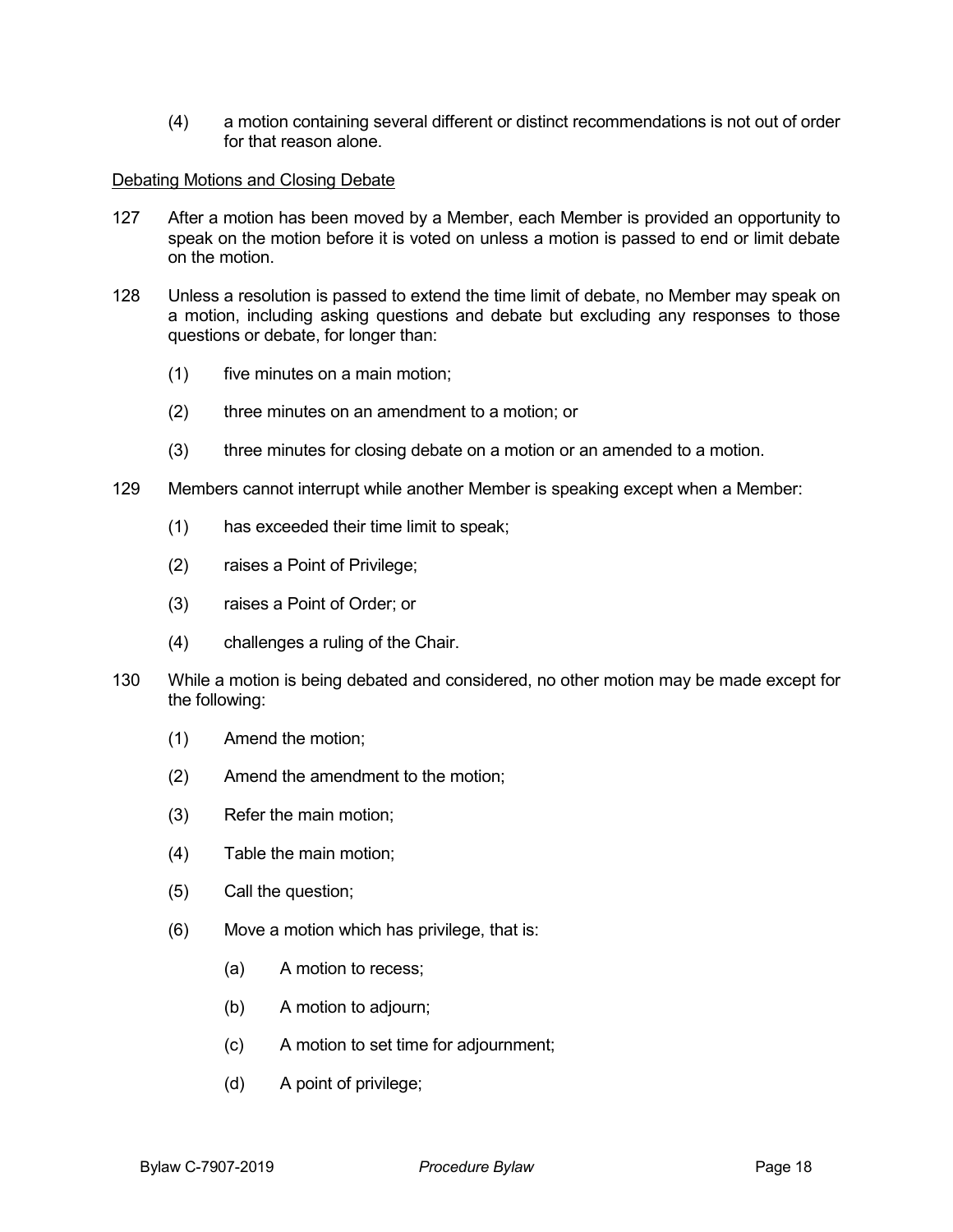(4) a motion containing several different or distinct recommendations is not out of order for that reason alone.

<u>Debating Motions and Closing Debate</u>

127 After a motion has been moved by a Member, each Member is provided an opportunity to speak on the motion before it is voted on unless a motion is passed to end or limit debate on the motion.

128 Unless a resolution is passed to extend the time limit of debate, no Member may speak on a motion, including asking questions and debate but excluding any responses to those questions or debate, for longer than:

- (1) five minutes on a main motion;
- (2) three minutes on an amendment to a motion; or
- (3) three minutes for closing debate on a motion or an amended to a motion.

129 Members cannot interrupt while another Member is speaking except when a Member:

- (1) has exceeded their time limit to speak;
- (2) raises a Point of Privilege;
- (3) raises a Point of Order; or
- (4) challenges a ruling of the Chair.

130 While a motion is being debated and considered, no other motion may be made except for the following:

- (1) Amend the motion;
- (2) Amend the amendment to the motion;
- (3) Refer the main motion;
- (4) Table the main motion;
- (5) Call the question;
- (6) Move a motion which has privilege, that is:
  - (a) A motion to recess;
  - (b) A motion to adjourn;
  - (c) A motion to set time for adjournment;
  - (d) A point of privilege;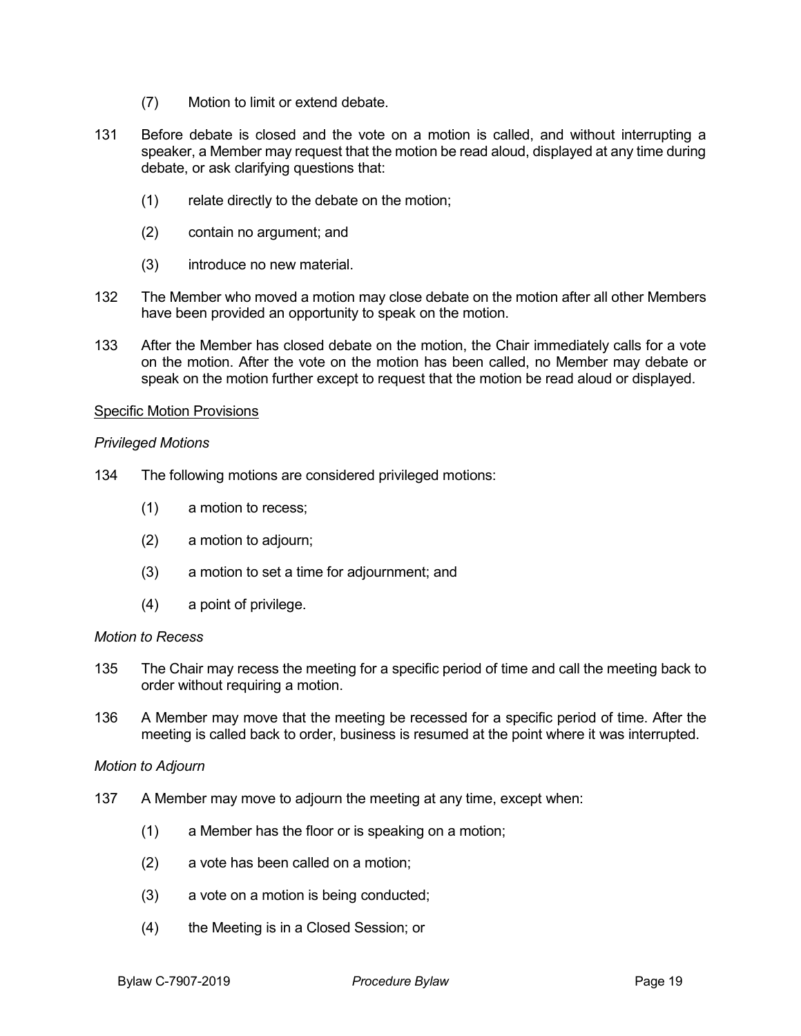(7) Motion to limit or extend debate.

131 Before debate is closed and the vote on a motion is called, and without interrupting a speaker, a Member may request that the motion be read aloud, displayed at any time during debate, or ask clarifying questions that:

(1) relate directly to the debate on the motion;

(2) contain no argument; and

(3) introduce no new material.

132 The Member who moved a motion may close debate on the motion after all other Members have been provided an opportunity to speak on the motion.

133 After the Member has closed debate on the motion, the Chair immediately calls for a vote on the motion. After the vote on the motion has been called, no Member may debate or speak on the motion further except to request that the motion be read aloud or displayed.

<u>Specific Motion Provisions</u>

*Privileged Motions*

134 The following motions are considered privileged motions:

(1) a motion to recess;

(2) a motion to adjourn;

(3) a motion to set a time for adjournment; and

(4) a point of privilege.

*Motion to Recess*

135 The Chair may recess the meeting for a specific period of time and call the meeting back to order without requiring a motion.

136 A Member may move that the meeting be recessed for a specific period of time. After the meeting is called back to order, business is resumed at the point where it was interrupted.

*Motion to Adjourn*

137 A Member may move to adjourn the meeting at any time, except when:

(1) a Member has the floor or is speaking on a motion;

(2) a vote has been called on a motion;

(3) a vote on a motion is being conducted;

(4) the Meeting is in a Closed Session; or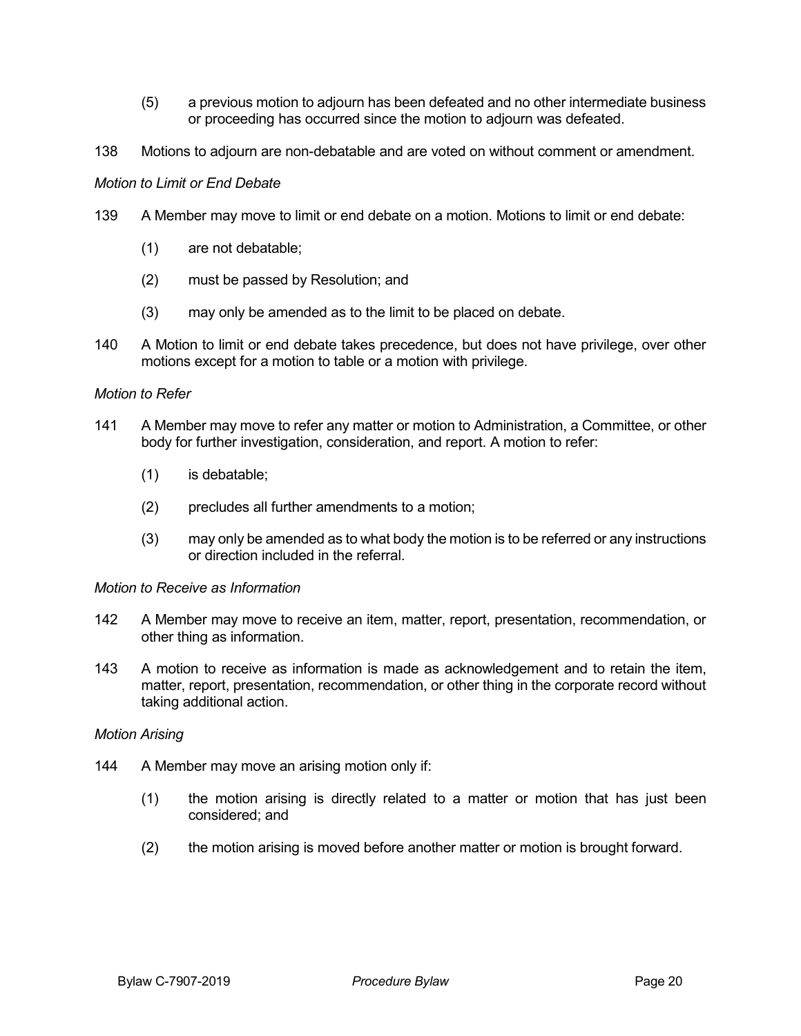(5) a previous motion to adjourn has been defeated and no other intermediate business or proceeding has occurred since the motion to adjourn was defeated.

138 Motions to adjourn are non-debatable and are voted on without comment or amendment.

*Motion to Limit or End Debate*

139 A Member may move to limit or end debate on a motion. Motions to limit or end debate:

(1) are not debatable;

(2) must be passed by Resolution; and

(3) may only be amended as to the limit to be placed on debate.

140 A Motion to limit or end debate takes precedence, but does not have privilege, over other motions except for a motion to table or a motion with privilege.

*Motion to Refer*

141 A Member may move to refer any matter or motion to Administration, a Committee, or other body for further investigation, consideration, and report. A motion to refer:

(1) is debatable;

(2) precludes all further amendments to a motion;

(3) may only be amended as to what body the motion is to be referred or any instructions or direction included in the referral.

*Motion to Receive as Information*

142 A Member may move to receive an item, matter, report, presentation, recommendation, or other thing as information.

143 A motion to receive as information is made as acknowledgement and to retain the item, matter, report, presentation, recommendation, or other thing in the corporate record without taking additional action.

*Motion Arising*

144 A Member may move an arising motion only if:

(1) the motion arising is directly related to a matter or motion that has just been considered; and

(2) the motion arising is moved before another matter or motion is brought forward.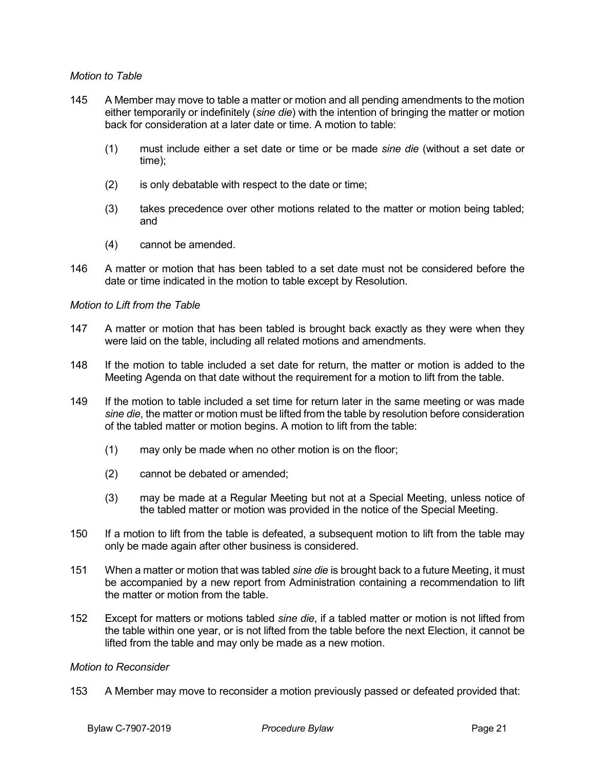*Motion to Table*

145 A Member may move to table a matter or motion and all pending amendments to the motion either temporarily or indefinitely (*sine die*) with the intention of bringing the matter or motion back for consideration at a later date or time. A motion to table:

(1) must include either a set date or time or be made *sine die* (without a set date or time);

(2) is only debatable with respect to the date or time;

(3) takes precedence over other motions related to the matter or motion being tabled; and

(4) cannot be amended.

146 A matter or motion that has been tabled to a set date must not be considered before the date or time indicated in the motion to table except by Resolution.

*Motion to Lift from the Table*

147 A matter or motion that has been tabled is brought back exactly as they were when they were laid on the table, including all related motions and amendments.

148 If the motion to table included a set date for return, the matter or motion is added to the Meeting Agenda on that date without the requirement for a motion to lift from the table.

149 If the motion to table included a set time for return later in the same meeting or was made *sine die*, the matter or motion must be lifted from the table by resolution before consideration of the tabled matter or motion begins. A motion to lift from the table:

(1) may only be made when no other motion is on the floor;

(2) cannot be debated or amended;

(3) may be made at a Regular Meeting but not at a Special Meeting, unless notice of the tabled matter or motion was provided in the notice of the Special Meeting.

150 If a motion to lift from the table is defeated, a subsequent motion to lift from the table may only be made again after other business is considered.

151 When a matter or motion that was tabled *sine die* is brought back to a future Meeting, it must be accompanied by a new report from Administration containing a recommendation to lift the matter or motion from the table.

152 Except for matters or motions tabled *sine die*, if a tabled matter or motion is not lifted from the table within one year, or is not lifted from the table before the next Election, it cannot be lifted from the table and may only be made as a new motion.

*Motion to Reconsider*

153 A Member may move to reconsider a motion previously passed or defeated provided that: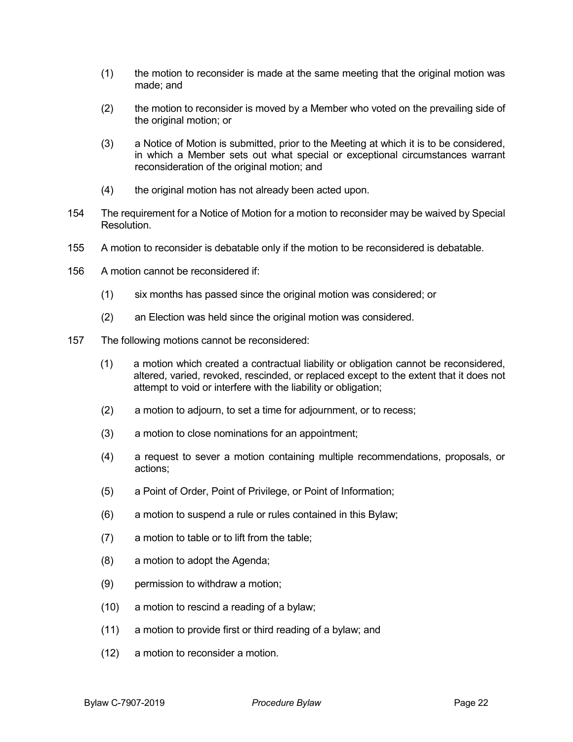(1) the motion to reconsider is made at the same meeting that the original motion was made; and

(2) the motion to reconsider is moved by a Member who voted on the prevailing side of the original motion; or

(3) a Notice of Motion is submitted, prior to the Meeting at which it is to be considered, in which a Member sets out what special or exceptional circumstances warrant reconsideration of the original motion; and

(4) the original motion has not already been acted upon.

154 The requirement for a Notice of Motion for a motion to reconsider may be waived by Special Resolution.

155 A motion to reconsider is debatable only if the motion to be reconsidered is debatable.

156 A motion cannot be reconsidered if:

(1) six months has passed since the original motion was considered; or

(2) an Election was held since the original motion was considered.

157 The following motions cannot be reconsidered:

(1) a motion which created a contractual liability or obligation cannot be reconsidered, altered, varied, revoked, rescinded, or replaced except to the extent that it does not attempt to void or interfere with the liability or obligation;

(2) a motion to adjourn, to set a time for adjournment, or to recess;

(3) a motion to close nominations for an appointment;

(4) a request to sever a motion containing multiple recommendations, proposals, or actions;

(5) a Point of Order, Point of Privilege, or Point of Information;

(6) a motion to suspend a rule or rules contained in this Bylaw;

(7) a motion to table or to lift from the table;

(8) a motion to adopt the Agenda;

(9) permission to withdraw a motion;

(10) a motion to rescind a reading of a bylaw;

(11) a motion to provide first or third reading of a bylaw; and

(12) a motion to reconsider a motion.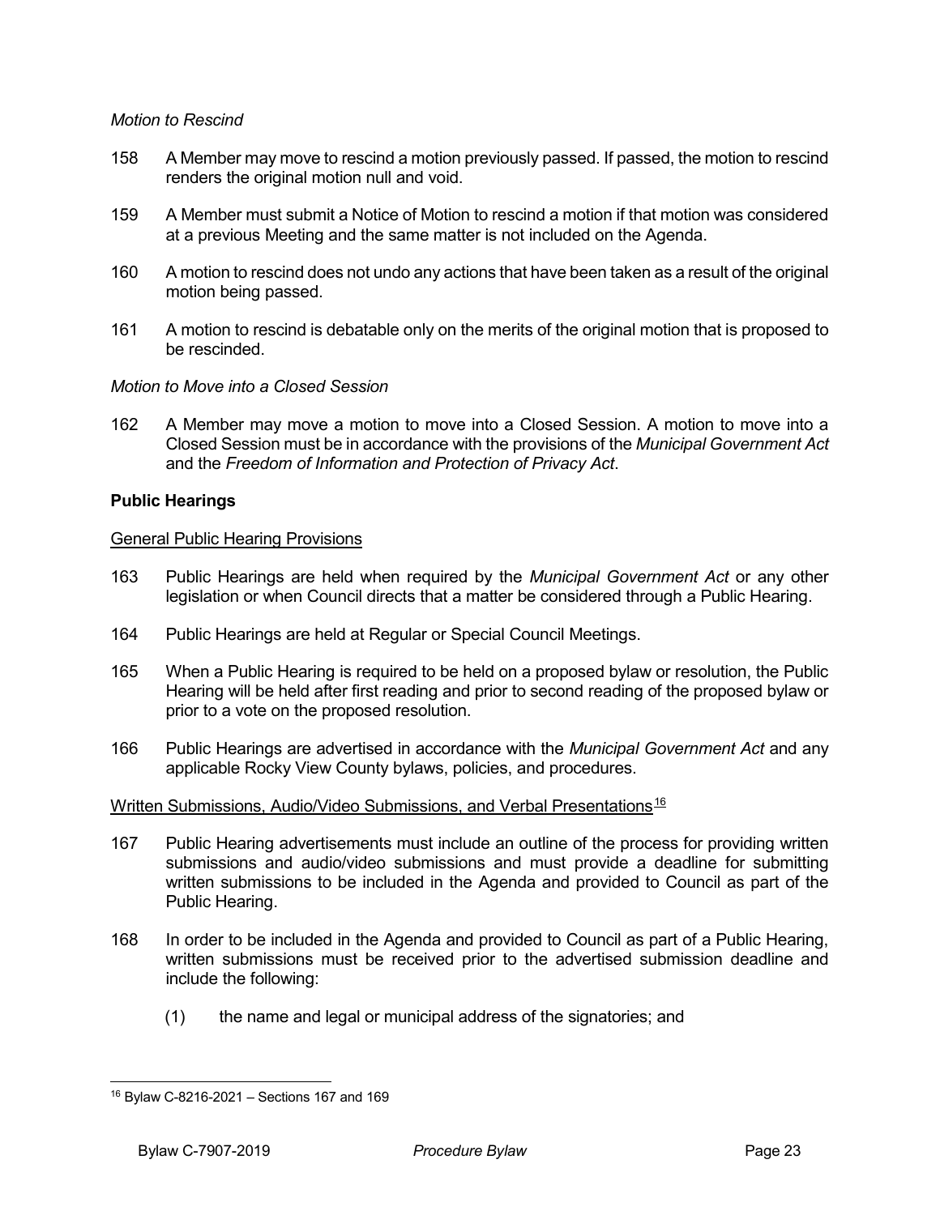*Motion to Rescind*

158 A Member may move to rescind a motion previously passed. If passed, the motion to rescind renders the original motion null and void.

159 A Member must submit a Notice of Motion to rescind a motion if that motion was considered at a previous Meeting and the same matter is not included on the Agenda.

160 A motion to rescind does not undo any actions that have been taken as a result of the original motion being passed.

161 A motion to rescind is debatable only on the merits of the original motion that is proposed to be rescinded.

*Motion to Move into a Closed Session*

162 A Member may move a motion to move into a Closed Session. A motion to move into a Closed Session must be in accordance with the provisions of the *Municipal Government Act* and the *Freedom of Information and Protection of Privacy Act*.

**Public Hearings**

General Public Hearing Provisions

163 Public Hearings are held when required by the *Municipal Government Act* or any other legislation or when Council directs that a matter be considered through a Public Hearing.

164 Public Hearings are held at Regular or Special Council Meetings.

165 When a Public Hearing is required to be held on a proposed bylaw or resolution, the Public Hearing will be held after first reading and prior to second reading of the proposed bylaw or prior to a vote on the proposed resolution.

166 Public Hearings are advertised in accordance with the *Municipal Government Act* and any applicable Rocky View County bylaws, policies, and procedures.

Written Submissions, Audio/Video Submissions, and Verbal Presentations[16]

167 Public Hearing advertisements must include an outline of the process for providing written submissions and audio/video submissions and must provide a deadline for submitting written submissions to be included in the Agenda and provided to Council as part of the Public Hearing.

168 In order to be included in the Agenda and provided to Council as part of a Public Hearing, written submissions must be received prior to the advertised submission deadline and include the following:

(1) the name and legal or municipal address of the signatories; and

[16] Bylaw C-8216-2021 – Sections 167 and 169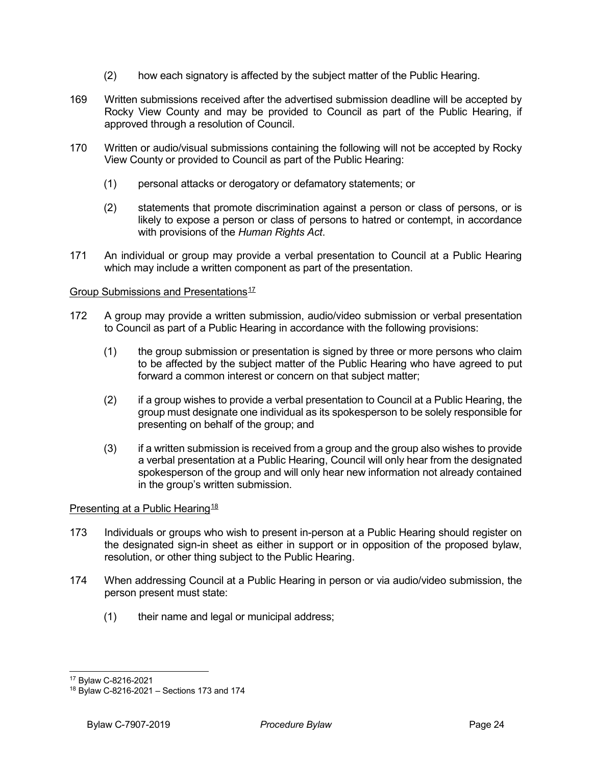(2) how each signatory is affected by the subject matter of the Public Hearing.

169 Written submissions received after the advertised submission deadline will be accepted by Rocky View County and may be provided to Council as part of the Public Hearing, if approved through a resolution of Council.

170 Written or audio/visual submissions containing the following will not be accepted by Rocky View County or provided to Council as part of the Public Hearing:

(1) personal attacks or derogatory or defamatory statements; or

(2) statements that promote discrimination against a person or class of persons, or is likely to expose a person or class of persons to hatred or contempt, in accordance with provisions of the *Human Rights Act*.

171 An individual or group may provide a verbal presentation to Council at a Public Hearing which may include a written component as part of the presentation.

Group Submissions and Presentations[17]

172 A group may provide a written submission, audio/video submission or verbal presentation to Council as part of a Public Hearing in accordance with the following provisions:

(1) the group submission or presentation is signed by three or more persons who claim to be affected by the subject matter of the Public Hearing who have agreed to put forward a common interest or concern on that subject matter;

(2) if a group wishes to provide a verbal presentation to Council at a Public Hearing, the group must designate one individual as its spokesperson to be solely responsible for presenting on behalf of the group; and

(3) if a written submission is received from a group and the group also wishes to provide a verbal presentation at a Public Hearing, Council will only hear from the designated spokesperson of the group and will only hear new information not already contained in the group's written submission.

Presenting at a Public Hearing[18]

173 Individuals or groups who wish to present in-person at a Public Hearing should register on the designated sign-in sheet as either in support or in opposition of the proposed bylaw, resolution, or other thing subject to the Public Hearing.

174 When addressing Council at a Public Hearing in person or via audio/video submission, the person present must state:

(1) their name and legal or municipal address;

---

[17] Bylaw C-8216-2021

[18] Bylaw C-8216-2021 – Sections 173 and 174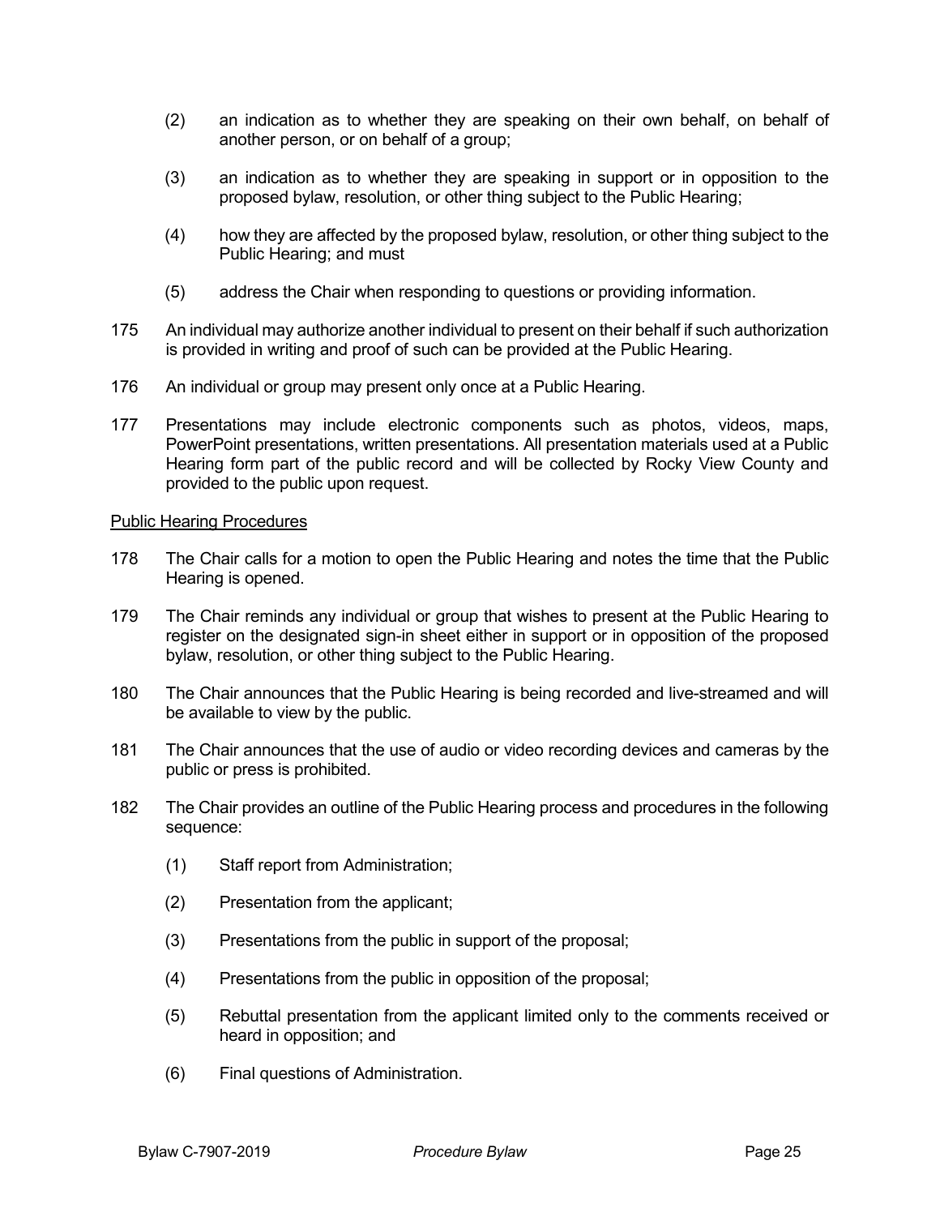(2) an indication as to whether they are speaking on their own behalf, on behalf of another person, or on behalf of a group;

(3) an indication as to whether they are speaking in support or in opposition to the proposed bylaw, resolution, or other thing subject to the Public Hearing;

(4) how they are affected by the proposed bylaw, resolution, or other thing subject to the Public Hearing; and must

(5) address the Chair when responding to questions or providing information.

175 An individual may authorize another individual to present on their behalf if such authorization is provided in writing and proof of such can be provided at the Public Hearing.

176 An individual or group may present only once at a Public Hearing.

177 Presentations may include electronic components such as photos, videos, maps, PowerPoint presentations, written presentations. All presentation materials used at a Public Hearing form part of the public record and will be collected by Rocky View County and provided to the public upon request.

<u>Public Hearing Procedures</u>

178 The Chair calls for a motion to open the Public Hearing and notes the time that the Public Hearing is opened.

179 The Chair reminds any individual or group that wishes to present at the Public Hearing to register on the designated sign-in sheet either in support or in opposition of the proposed bylaw, resolution, or other thing subject to the Public Hearing.

180 The Chair announces that the Public Hearing is being recorded and live-streamed and will be available to view by the public.

181 The Chair announces that the use of audio or video recording devices and cameras by the public or press is prohibited.

182 The Chair provides an outline of the Public Hearing process and procedures in the following sequence:

(1) Staff report from Administration;

(2) Presentation from the applicant;

(3) Presentations from the public in support of the proposal;

(4) Presentations from the public in opposition of the proposal;

(5) Rebuttal presentation from the applicant limited only to the comments received or heard in opposition; and

(6) Final questions of Administration.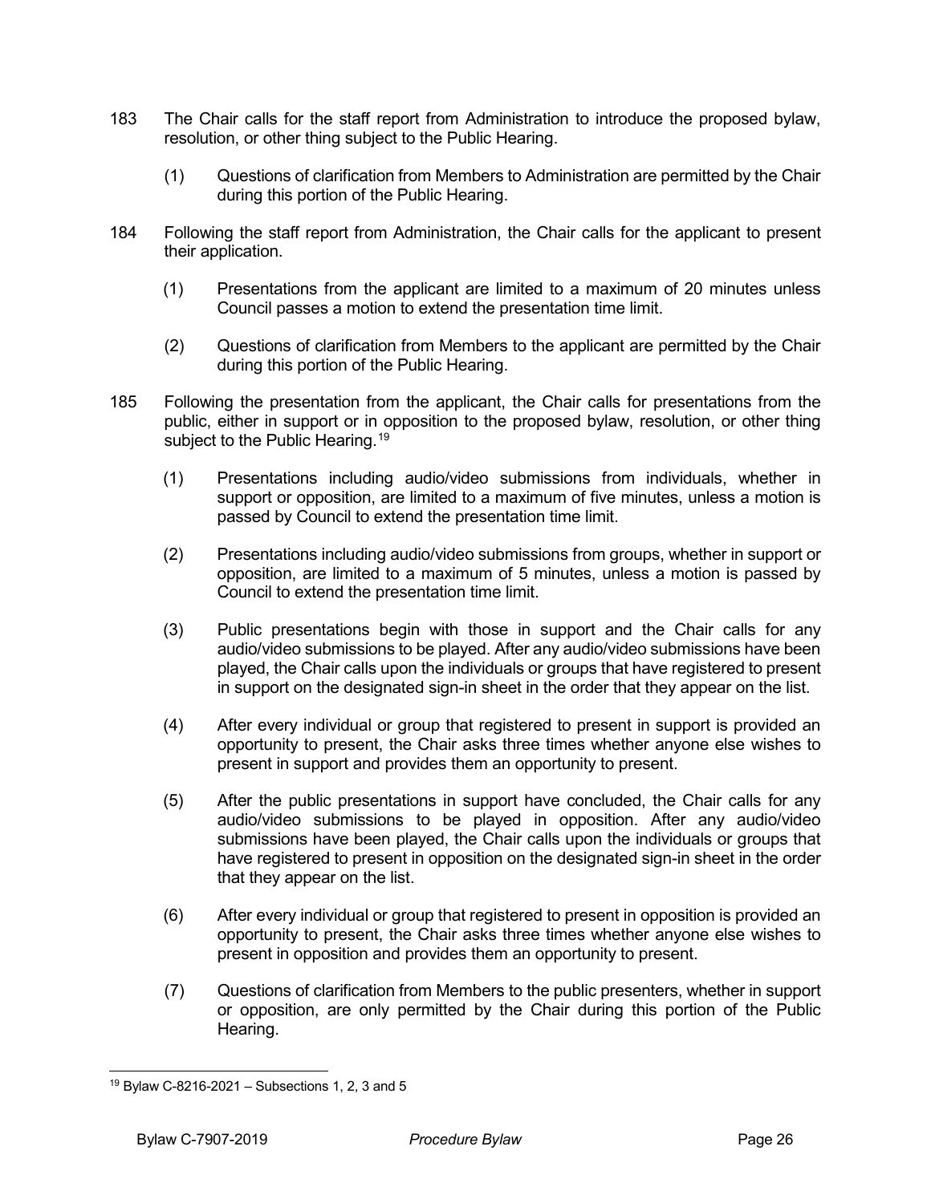183 The Chair calls for the staff report from Administration to introduce the proposed bylaw, resolution, or other thing subject to the Public Hearing.

(1) Questions of clarification from Members to Administration are permitted by the Chair during this portion of the Public Hearing.

184 Following the staff report from Administration, the Chair calls for the applicant to present their application.

(1) Presentations from the applicant are limited to a maximum of 20 minutes unless Council passes a motion to extend the presentation time limit.

(2) Questions of clarification from Members to the applicant are permitted by the Chair during this portion of the Public Hearing.

185 Following the presentation from the applicant, the Chair calls for presentations from the public, either in support or in opposition to the proposed bylaw, resolution, or other thing subject to the Public Hearing.[19]

(1) Presentations including audio/video submissions from individuals, whether in support or opposition, are limited to a maximum of five minutes, unless a motion is passed by Council to extend the presentation time limit.

(2) Presentations including audio/video submissions from groups, whether in support or opposition, are limited to a maximum of 5 minutes, unless a motion is passed by Council to extend the presentation time limit.

(3) Public presentations begin with those in support and the Chair calls for any audio/video submissions to be played. After any audio/video submissions have been played, the Chair calls upon the individuals or groups that have registered to present in support on the designated sign-in sheet in the order that they appear on the list.

(4) After every individual or group that registered to present in support is provided an opportunity to present, the Chair asks three times whether anyone else wishes to present in support and provides them an opportunity to present.

(5) After the public presentations in support have concluded, the Chair calls for any audio/video submissions to be played in opposition. After any audio/video submissions have been played, the Chair calls upon the individuals or groups that have registered to present in opposition on the designated sign-in sheet in the order that they appear on the list.

(6) After every individual or group that registered to present in opposition is provided an opportunity to present, the Chair asks three times whether anyone else wishes to present in opposition and provides them an opportunity to present.

(7) Questions of clarification from Members to the public presenters, whether in support or opposition, are only permitted by the Chair during this portion of the Public Hearing.

[19] Bylaw C-8216-2021 – Subsections 1, 2, 3 and 5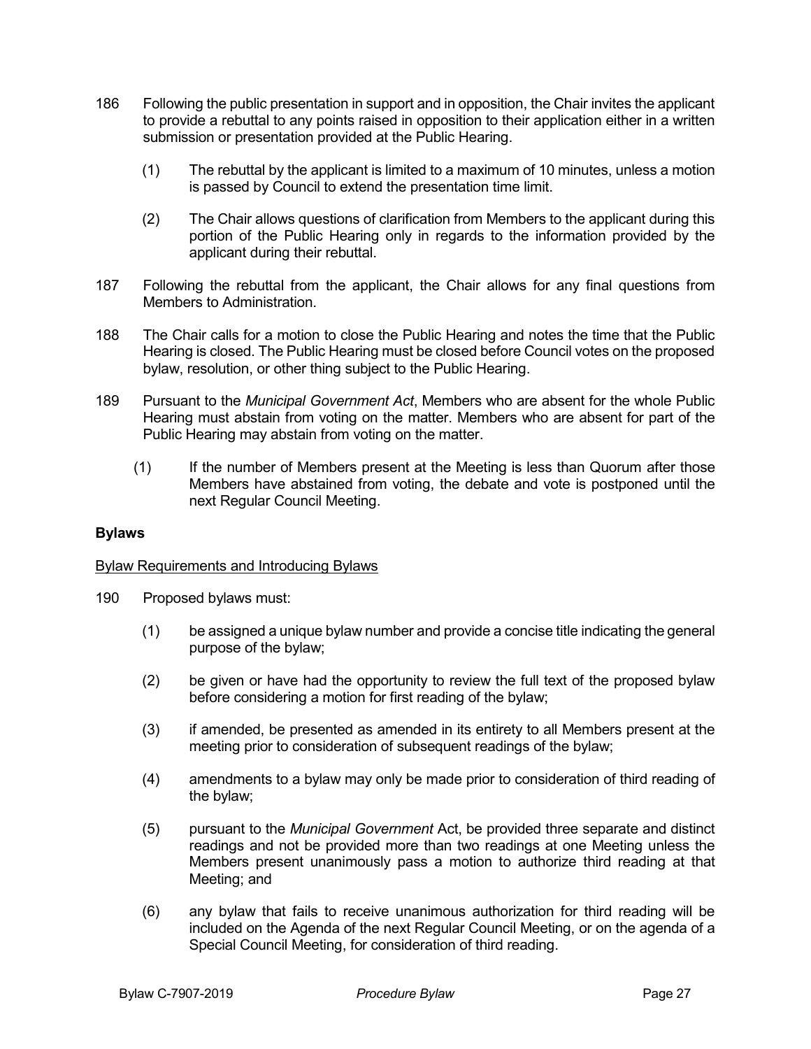186 Following the public presentation in support and in opposition, the Chair invites the applicant to provide a rebuttal to any points raised in opposition to their application either in a written submission or presentation provided at the Public Hearing.

(1) The rebuttal by the applicant is limited to a maximum of 10 minutes, unless a motion is passed by Council to extend the presentation time limit.

(2) The Chair allows questions of clarification from Members to the applicant during this portion of the Public Hearing only in regards to the information provided by the applicant during their rebuttal.

187 Following the rebuttal from the applicant, the Chair allows for any final questions from Members to Administration.

188 The Chair calls for a motion to close the Public Hearing and notes the time that the Public Hearing is closed. The Public Hearing must be closed before Council votes on the proposed bylaw, resolution, or other thing subject to the Public Hearing.

189 Pursuant to the *Municipal Government Act*, Members who are absent for the whole Public Hearing must abstain from voting on the matter. Members who are absent for part of the Public Hearing may abstain from voting on the matter.

(1) If the number of Members present at the Meeting is less than Quorum after those Members have abstained from voting, the debate and vote is postponed until the next Regular Council Meeting.

**Bylaws**

<u>Bylaw Requirements and Introducing Bylaws</u>

190 Proposed bylaws must:

(1) be assigned a unique bylaw number and provide a concise title indicating the general purpose of the bylaw;

(2) be given or have had the opportunity to review the full text of the proposed bylaw before considering a motion for first reading of the bylaw;

(3) if amended, be presented as amended in its entirety to all Members present at the meeting prior to consideration of subsequent readings of the bylaw;

(4) amendments to a bylaw may only be made prior to consideration of third reading of the bylaw;

(5) pursuant to the *Municipal Government* Act, be provided three separate and distinct readings and not be provided more than two readings at one Meeting unless the Members present unanimously pass a motion to authorize third reading at that Meeting; and

(6) any bylaw that fails to receive unanimous authorization for third reading will be included on the Agenda of the next Regular Council Meeting, or on the agenda of a Special Council Meeting, for consideration of third reading.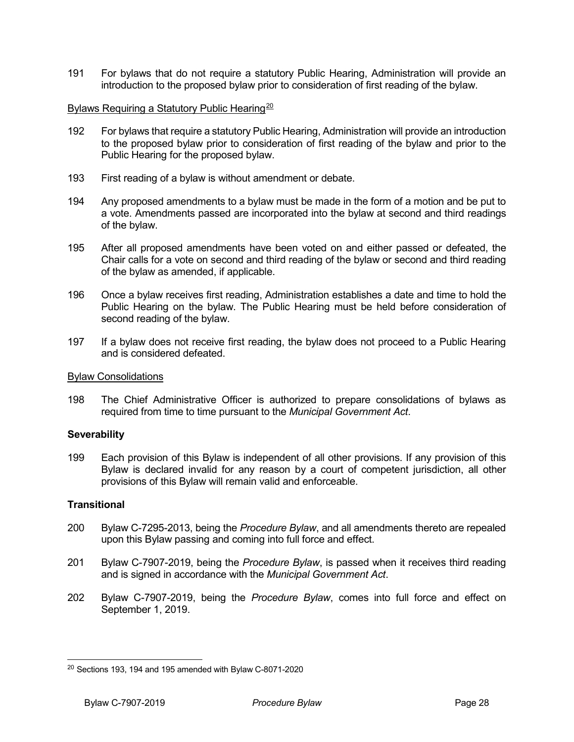191 For bylaws that do not require a statutory Public Hearing, Administration will provide an introduction to the proposed bylaw prior to consideration of first reading of the bylaw.

Bylaws Requiring a Statutory Public Hearing[20]

192 For bylaws that require a statutory Public Hearing, Administration will provide an introduction to the proposed bylaw prior to consideration of first reading of the bylaw and prior to the Public Hearing for the proposed bylaw.

193 First reading of a bylaw is without amendment or debate.

194 Any proposed amendments to a bylaw must be made in the form of a motion and be put to a vote. Amendments passed are incorporated into the bylaw at second and third readings of the bylaw.

195 After all proposed amendments have been voted on and either passed or defeated, the Chair calls for a vote on second and third reading of the bylaw or second and third reading of the bylaw as amended, if applicable.

196 Once a bylaw receives first reading, Administration establishes a date and time to hold the Public Hearing on the bylaw. The Public Hearing must be held before consideration of second reading of the bylaw.

197 If a bylaw does not receive first reading, the bylaw does not proceed to a Public Hearing and is considered defeated.

Bylaw Consolidations

198 The Chief Administrative Officer is authorized to prepare consolidations of bylaws as required from time to time pursuant to the *Municipal Government Act*.

**Severability**

199 Each provision of this Bylaw is independent of all other provisions. If any provision of this Bylaw is declared invalid for any reason by a court of competent jurisdiction, all other provisions of this Bylaw will remain valid and enforceable.

**Transitional**

200 Bylaw C-7295-2013, being the *Procedure Bylaw*, and all amendments thereto are repealed upon this Bylaw passing and coming into full force and effect.

201 Bylaw C-7907-2019, being the *Procedure Bylaw*, is passed when it receives third reading and is signed in accordance with the *Municipal Government Act*.

202 Bylaw C-7907-2019, being the *Procedure Bylaw*, comes into full force and effect on September 1, 2019.

---

[20] Sections 193, 194 and 195 amended with Bylaw C-8071-2020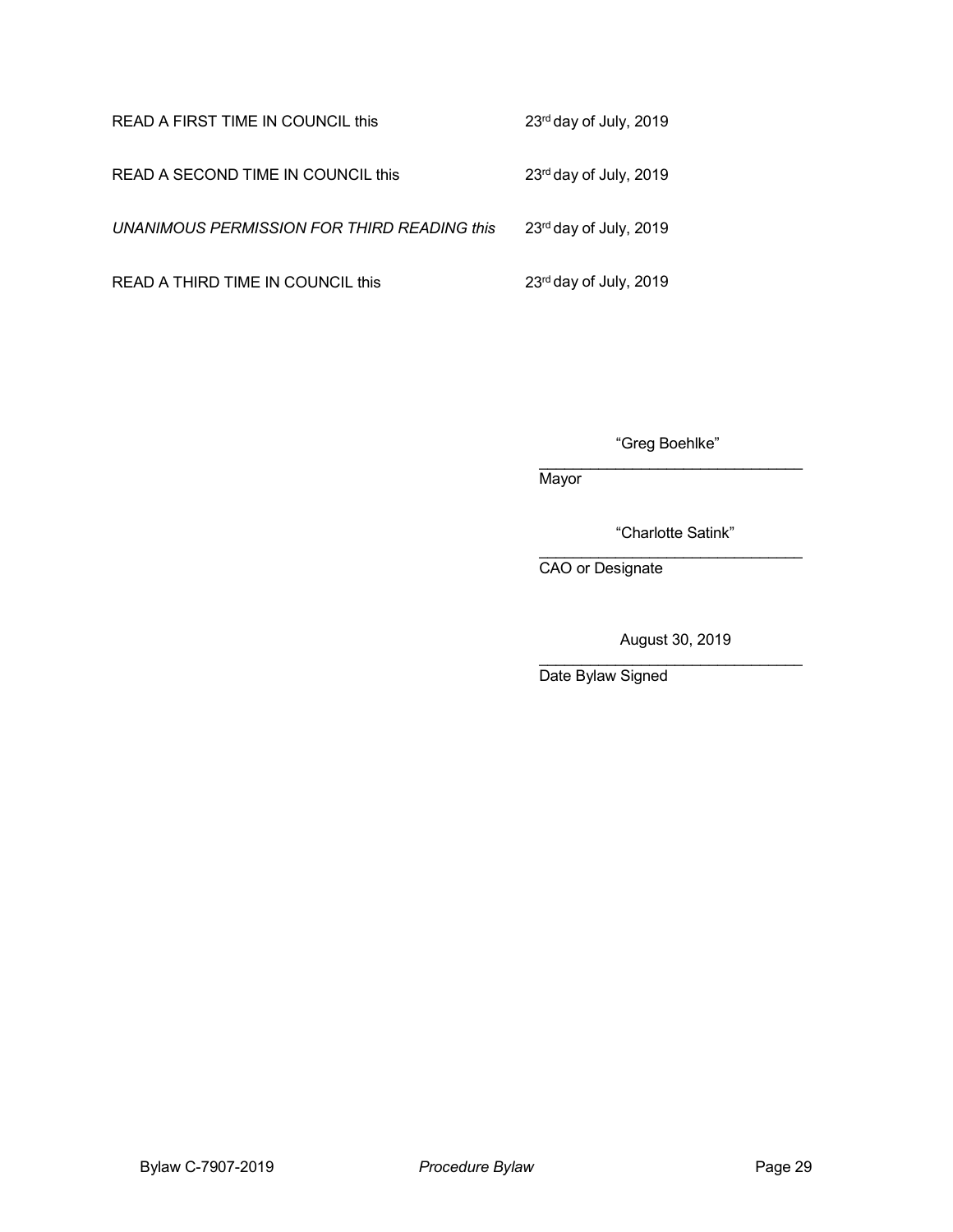READ A FIRST TIME IN COUNCIL this 23rd day of July, 2019

READ A SECOND TIME IN COUNCIL this 23rd day of July, 2019

*UNANIMOUS PERMISSION FOR THIRD READING this* 23rd day of July, 2019

READ A THIRD TIME IN COUNCIL this 23rd day of July, 2019

"Greg Boehlke"
_______________________________
Mayor

"Charlotte Satink"
_______________________________
CAO or Designate

August 30, 2019
_______________________________
Date Bylaw Signed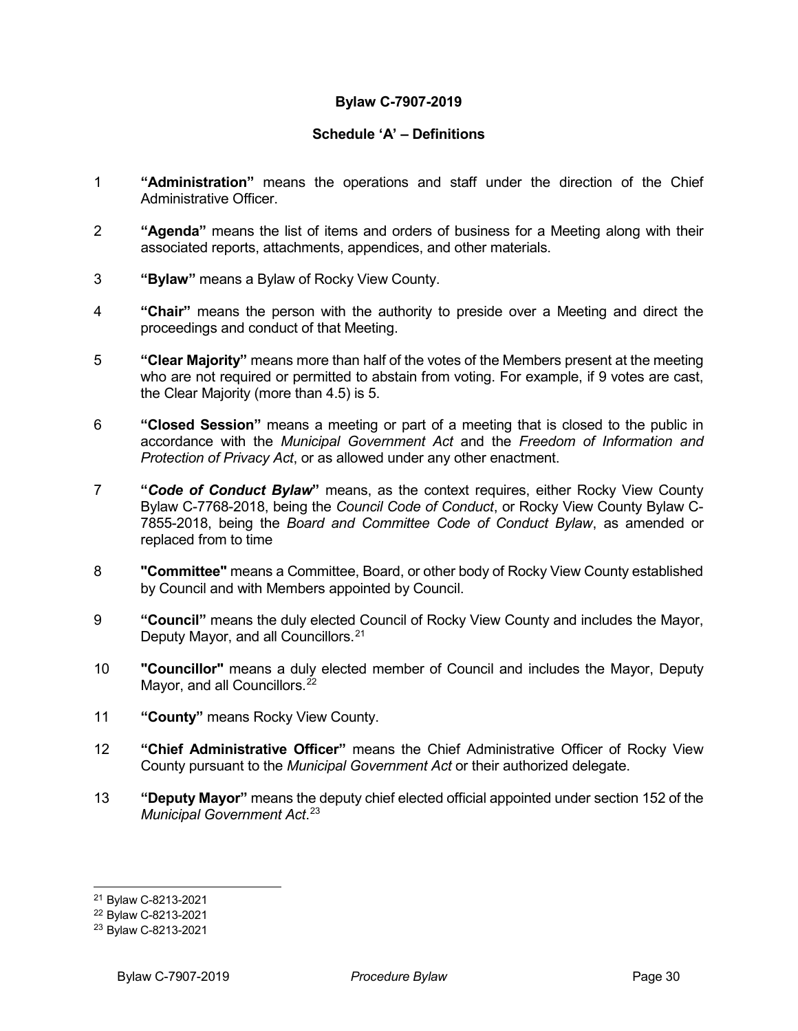**Bylaw C-7907-2019**

**Schedule 'A' – Definitions**

1 **"Administration"** means the operations and staff under the direction of the Chief Administrative Officer.

2 **"Agenda"** means the list of items and orders of business for a Meeting along with their associated reports, attachments, appendices, and other materials.

3 **"Bylaw"** means a Bylaw of Rocky View County.

4 **"Chair"** means the person with the authority to preside over a Meeting and direct the proceedings and conduct of that Meeting.

5 **"Clear Majority"** means more than half of the votes of the Members present at the meeting who are not required or permitted to abstain from voting. For example, if 9 votes are cast, the Clear Majority (more than 4.5) is 5.

6 **"Closed Session"** means a meeting or part of a meeting that is closed to the public in accordance with the *Municipal Government Act* and the *Freedom of Information and Protection of Privacy Act*, or as allowed under any other enactment.

7 **"*Code of Conduct Bylaw*"** means, as the context requires, either Rocky View County Bylaw C-7768-2018, being the *Council Code of Conduct*, or Rocky View County Bylaw C-7855-2018, being the *Board and Committee Code of Conduct Bylaw*, as amended or replaced from to time

8 **"Committee"** means a Committee, Board, or other body of Rocky View County established by Council and with Members appointed by Council.

9 **"Council"** means the duly elected Council of Rocky View County and includes the Mayor, Deputy Mayor, and all Councillors.[21]

10 **"Councillor"** means a duly elected member of Council and includes the Mayor, Deputy Mayor, and all Councillors.[22]

11 **"County"** means Rocky View County.

12 **"Chief Administrative Officer"** means the Chief Administrative Officer of Rocky View County pursuant to the *Municipal Government Act* or their authorized delegate.

13 **"Deputy Mayor"** means the deputy chief elected official appointed under section 152 of the *Municipal Government Act*.[23]

---

[21] Bylaw C-8213-2021
[22] Bylaw C-8213-2021
[23] Bylaw C-8213-2021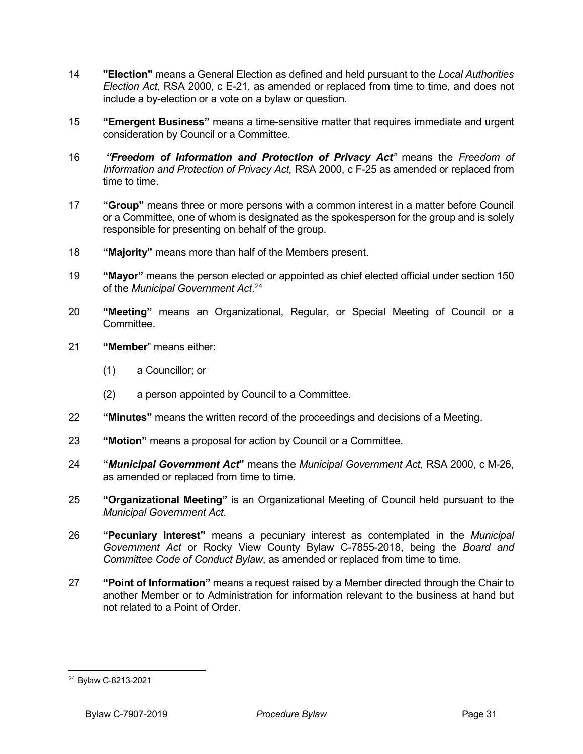14 **"Election"** means a General Election as defined and held pursuant to the *Local Authorities Election Act*, RSA 2000, c E-21, as amended or replaced from time to time, and does not include a by-election or a vote on a bylaw or question.

15 **"Emergent Business"** means a time-sensitive matter that requires immediate and urgent consideration by Council or a Committee.

16 ***"Freedom of Information and Protection of Privacy Act"*** means the *Freedom of Information and Protection of Privacy Act,* RSA 2000, c F-25 as amended or replaced from time to time.

17 **"Group"** means three or more persons with a common interest in a matter before Council or a Committee, one of whom is designated as the spokesperson for the group and is solely responsible for presenting on behalf of the group.

18 **"Majority"** means more than half of the Members present.

19 **"Mayor"** means the person elected or appointed as chief elected official under section 150 of the *Municipal Government Act*.[24]

20 **"Meeting"** means an Organizational, Regular, or Special Meeting of Council or a Committee.

21 **"Member"** means either:

(1) a Councillor; or

(2) a person appointed by Council to a Committee.

22 **"Minutes"** means the written record of the proceedings and decisions of a Meeting.

23 **"Motion"** means a proposal for action by Council or a Committee.

24 **"*Municipal Government Act*"** means the *Municipal Government Act*, RSA 2000, c M-26, as amended or replaced from time to time.

25 **"Organizational Meeting"** is an Organizational Meeting of Council held pursuant to the *Municipal Government Act*.

26 **"Pecuniary Interest"** means a pecuniary interest as contemplated in the *Municipal Government Act* or Rocky View County Bylaw C-7855-2018, being the *Board and Committee Code of Conduct Bylaw*, as amended or replaced from time to time.

27 **"Point of Information"** means a request raised by a Member directed through the Chair to another Member or to Administration for information relevant to the business at hand but not related to a Point of Order.

---

[24] Bylaw C-8213-2021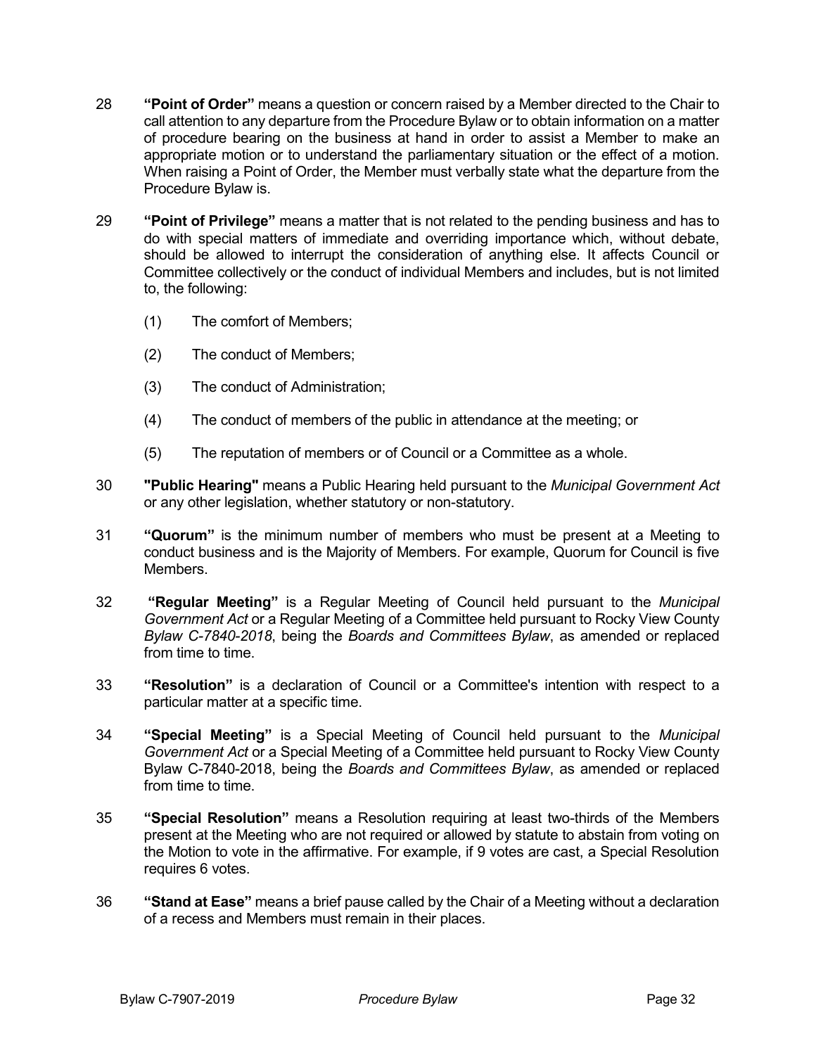28 **"Point of Order"** means a question or concern raised by a Member directed to the Chair to call attention to any departure from the Procedure Bylaw or to obtain information on a matter of procedure bearing on the business at hand in order to assist a Member to make an appropriate motion or to understand the parliamentary situation or the effect of a motion. When raising a Point of Order, the Member must verbally state what the departure from the Procedure Bylaw is.

29 **"Point of Privilege"** means a matter that is not related to the pending business and has to do with special matters of immediate and overriding importance which, without debate, should be allowed to interrupt the consideration of anything else. It affects Council or Committee collectively or the conduct of individual Members and includes, but is not limited to, the following:

(1) The comfort of Members;

(2) The conduct of Members;

(3) The conduct of Administration;

(4) The conduct of members of the public in attendance at the meeting; or

(5) The reputation of members or of Council or a Committee as a whole.

30 **"Public Hearing"** means a Public Hearing held pursuant to the *Municipal Government Act* or any other legislation, whether statutory or non-statutory.

31 **"Quorum"** is the minimum number of members who must be present at a Meeting to conduct business and is the Majority of Members. For example, Quorum for Council is five Members.

32 **"Regular Meeting"** is a Regular Meeting of Council held pursuant to the *Municipal Government Act* or a Regular Meeting of a Committee held pursuant to Rocky View County *Bylaw C-7840-2018*, being the *Boards and Committees Bylaw*, as amended or replaced from time to time.

33 **"Resolution"** is a declaration of Council or a Committee's intention with respect to a particular matter at a specific time.

34 **"Special Meeting"** is a Special Meeting of Council held pursuant to the *Municipal Government Act* or a Special Meeting of a Committee held pursuant to Rocky View County Bylaw C-7840-2018, being the *Boards and Committees Bylaw*, as amended or replaced from time to time.

35 **"Special Resolution"** means a Resolution requiring at least two-thirds of the Members present at the Meeting who are not required or allowed by statute to abstain from voting on the Motion to vote in the affirmative. For example, if 9 votes are cast, a Special Resolution requires 6 votes.

36 **"Stand at Ease"** means a brief pause called by the Chair of a Meeting without a declaration of a recess and Members must remain in their places.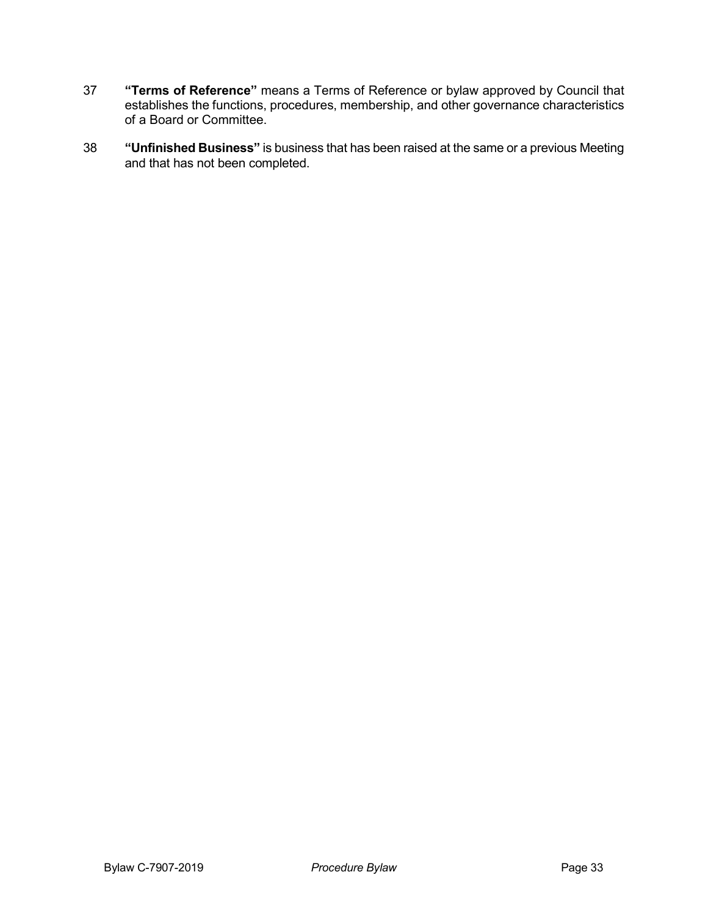37 **"Terms of Reference"** means a Terms of Reference or bylaw approved by Council that establishes the functions, procedures, membership, and other governance characteristics of a Board or Committee.

38 **"Unfinished Business"** is business that has been raised at the same or a previous Meeting and that has not been completed.